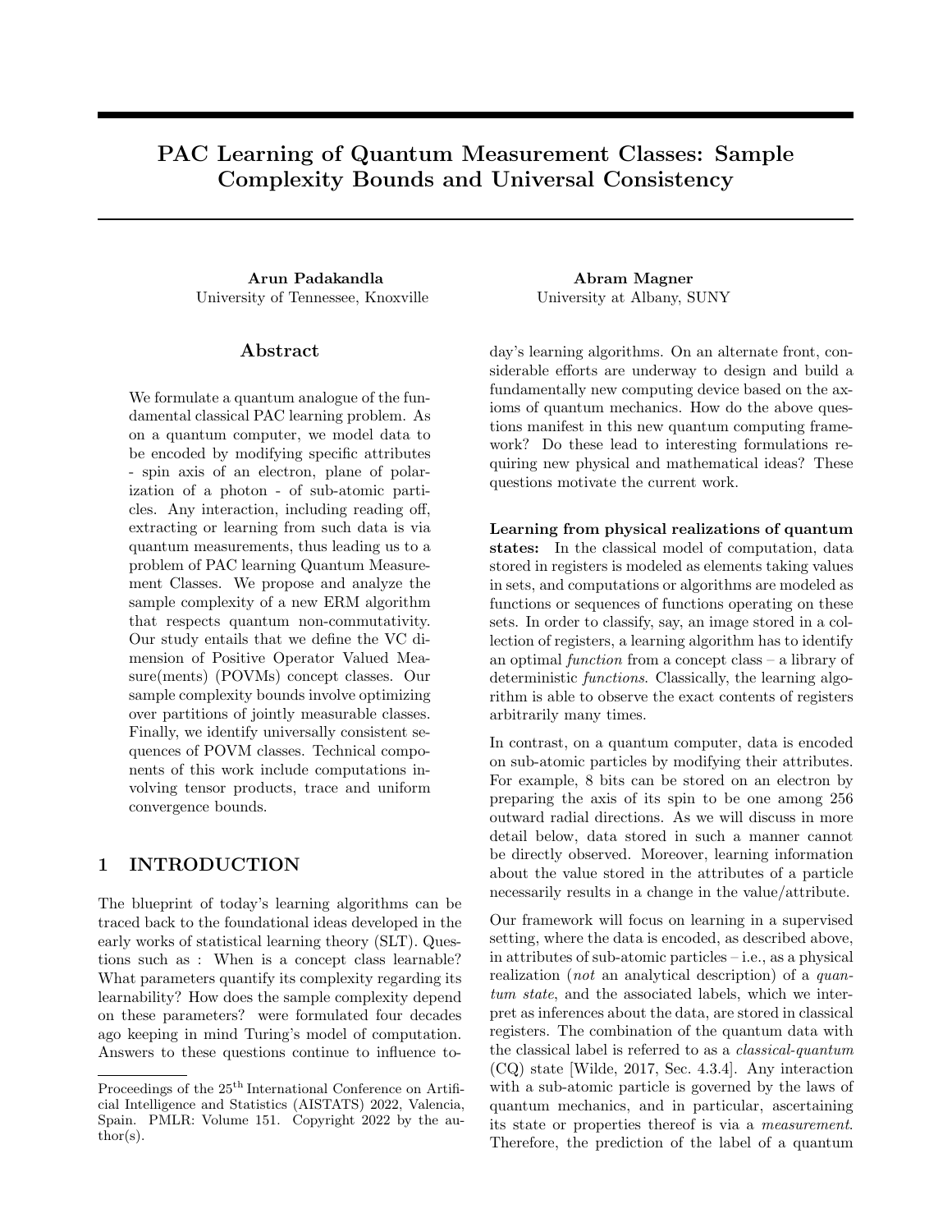# PAC Learning of Quantum Measurement Classes: Sample Complexity Bounds and Universal Consistency

**Arun Padakandla**
University of Tennessee, Knoxville

**Abram Magner**
University at Albany, SUNY

## Abstract

We formulate a quantum analogue of the fundamental classical PAC learning problem. As on a quantum computer, we model data to be encoded by modifying specific attributes - spin axis of an electron, plane of polarization of a photon - of sub-atomic particles. Any interaction, including reading off, extracting or learning from such data is via quantum measurements, thus leading us to a problem of PAC learning Quantum Measurement Classes. We propose and analyze the sample complexity of a new ERM algorithm that respects quantum non-commutativity. Our study entails that we define the VC dimension of Positive Operator Valued Measure(ments) (POVMs) concept classes. Our sample complexity bounds involve optimizing over partitions of jointly measurable classes. Finally, we identify universally consistent sequences of POVM classes. Technical components of this work include computations involving tensor products, trace and uniform convergence bounds.

## 1 INTRODUCTION

The blueprint of today's learning algorithms can be traced back to the foundational ideas developed in the early works of statistical learning theory (SLT). Questions such as : When is a concept class learnable? What parameters quantify its complexity regarding its learnability? How does the sample complexity depend on these parameters? were formulated four decades ago keeping in mind Turing's model of computation. Answers to these questions continue to influence today's learning algorithms. On an alternate front, considerable efforts are underway to design and build a fundamentally new computing device based on the axioms of quantum mechanics. How do the above questions manifest in this new quantum computing framework? Do these lead to interesting formulations requiring new physical and mathematical ideas? These questions motivate the current work.

**Learning from physical realizations of quantum states:** In the classical model of computation, data stored in registers is modeled as elements taking values in sets, and computations or algorithms are modeled as functions or sequences of functions operating on these sets. In order to classify, say, an image stored in a collection of registers, a learning algorithm has to identify an optimal *function* from a concept class – a library of deterministic *functions*. Classically, the learning algorithm is able to observe the exact contents of registers arbitrarily many times.

In contrast, on a quantum computer, data is encoded on sub-atomic particles by modifying their attributes. For example, 8 bits can be stored on an electron by preparing the axis of its spin to be one among 256 outward radial directions. As we will discuss in more detail below, data stored in such a manner cannot be directly observed. Moreover, learning information about the value stored in the attributes of a particle necessarily results in a change in the value/attribute.

Our framework will focus on learning in a supervised setting, where the data is encoded, as described above, in attributes of sub-atomic particles – i.e., as a physical realization (*not* an analytical description) of a *quantum state*, and the associated labels, which we interpret as inferences about the data, are stored in classical registers. The combination of the quantum data with the classical label is referred to as a *classical-quantum* (CQ) state [Wilde, 2017, Sec. 4.3.4]. Any interaction with a sub-atomic particle is governed by the laws of quantum mechanics, and in particular, ascertaining its state or properties thereof is via a *measurement*. Therefore, the prediction of the label of a quantum

Proceedings of the 25[th] International Conference on Artificial Intelligence and Statistics (AISTATS) 2022, Valencia, Spain. PMLR: Volume 151. Copyright 2022 by the author(s).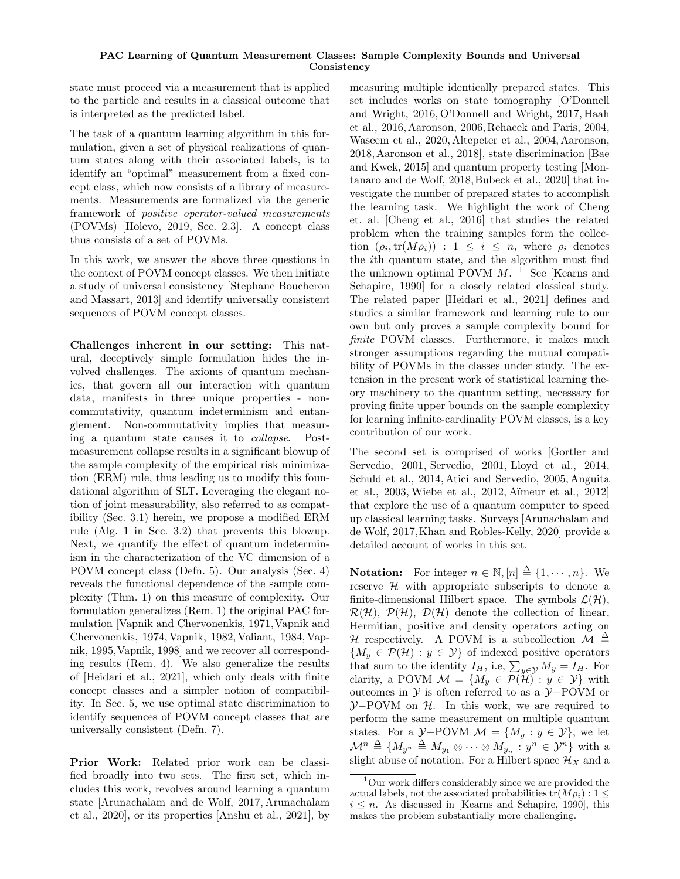state must proceed via a measurement that is applied to the particle and results in a classical outcome that is interpreted as the predicted label.

The task of a quantum learning algorithm in this formulation, given a set of physical realizations of quantum states along with their associated labels, is to identify an "optimal" measurement from a fixed concept class, which now consists of a library of measurements. Measurements are formalized via the generic framework of *positive operator-valued measurements* (POVMs) [Holevo, 2019, Sec. 2.3]. A concept class thus consists of a set of POVMs.

In this work, we answer the above three questions in the context of POVM concept classes. We then initiate a study of universal consistency [Stephane Boucheron and Massart, 2013] and identify universally consistent sequences of POVM concept classes.

**Challenges inherent in our setting:** This natural, deceptively simple formulation hides the involved challenges. The axioms of quantum mechanics, that govern all our interaction with quantum data, manifests in three unique properties - noncommutativity, quantum indeterminism and entanglement. Non-commutativity implies that measuring a quantum state causes it to *collapse*. Post-measurement collapse results in a significant blowup of the sample complexity of the empirical risk minimization (ERM) rule, thus leading us to modify this foundational algorithm of SLT. Leveraging the elegant notion of joint measurability, also referred to as compatibility (Sec. 3.1) herein, we propose a modified ERM rule (Alg. 1 in Sec. 3.2) that prevents this blowup. Next, we quantify the effect of quantum indeterminism in the characterization of the VC dimension of a POVM concept class (Defn. 5). Our analysis (Sec. 4) reveals the functional dependence of the sample complexity (Thm. 1) on this measure of complexity. Our formulation generalizes (Rem. 1) the original PAC formulation [Vapnik and Chervonenkis, 1971, Vapnik and Chervonenkis, 1974, Vapnik, 1982, Valiant, 1984, Vapnik, 1995, Vapnik, 1998] and we recover all corresponding results (Rem. 4). We also generalize the results of [Heidari et al., 2021], which only deals with finite concept classes and a simpler notion of compatibility. In Sec. 5, we use optimal state discrimination to identify sequences of POVM concept classes that are universally consistent (Defn. 7).

**Prior Work:** Related prior work can be classified broadly into two sets. The first set, which includes this work, revolves around learning a quantum state [Arunachalam and de Wolf, 2017, Arunachalam et al., 2020], or its properties [Anshu et al., 2021], by measuring multiple identically prepared states. This set includes works on state tomography [O'Donnell and Wright, 2016, O'Donnell and Wright, 2017, Haah et al., 2016, Aaronson, 2006, Rehacek and Paris, 2004, Waseem et al., 2020, Altepeter et al., 2004, Aaronson, 2018, Aaronson et al., 2018], state discrimination [Bae and Kwek, 2015] and quantum property testing [Montanaro and de Wolf, 2018, Bubeck et al., 2020] that investigate the number of prepared states to accomplish the learning task. We highlight the work of Cheng et. al. [Cheng et al., 2016] that studies the related problem when the training samples form the collection $(\rho_i, \mathrm{tr}(M\rho_i)) : 1 \leq i \leq n$, where $\rho_i$ denotes the $i$th quantum state, and the algorithm must find the unknown optimal POVM $M$. [1] See [Kearns and Schapire, 1990] for a closely related classical study. The related paper [Heidari et al., 2021] defines and studies a similar framework and learning rule to our own but only proves a sample complexity bound for *finite* POVM classes. Furthermore, it makes much stronger assumptions regarding the mutual compatibility of POVMs in the classes under study. The extension in the present work of statistical learning theory machinery to the quantum setting, necessary for proving finite upper bounds on the sample complexity for learning infinite-cardinality POVM classes, is a key contribution of our work.

The second set is comprised of works [Gortler and Servedio, 2001, Servedio, 2001, Lloyd et al., 2014, Schuld et al., 2014, Atici and Servedio, 2005, Anguita et al., 2003, Wiebe et al., 2012, Aïmeur et al., 2012] that explore the use of a quantum computer to speed up classical learning tasks. Surveys [Arunachalam and de Wolf, 2017, Khan and Robles-Kelly, 2020] provide a detailed account of works in this set.

**Notation:** For integer $n \in \mathbb{N}, [n] \triangleq \{1, \cdots, n\}$. We reserve $\mathcal{H}$ with appropriate subscripts to denote a finite-dimensional Hilbert space. The symbols $\mathcal{L}(\mathcal{H})$, $\mathcal{R}(\mathcal{H})$, $\mathcal{P}(\mathcal{H})$, $\mathcal{D}(\mathcal{H})$ denote the collection of linear, Hermitian, positive and density operators acting on $\mathcal{H}$ respectively. A POVM is a subcollection $\mathcal{M} \triangleq \{M_y \in \mathcal{P}(\mathcal{H}) : y \in \mathcal{Y}\}$ of indexed positive operators that sum to the identity $I_H$, i.e, $\sum_{y \in \mathcal{Y}} M_y = I_H$. For clarity, a POVM $\mathcal{M} = \{M_y \in \mathcal{P}(\mathcal{H}) : y \in \mathcal{Y}\}$ with outcomes in $\mathcal{Y}$ is often referred to as a $\mathcal{Y}-$POVM or $\mathcal{Y}-$POVM on $\mathcal{H}$. In this work, we are required to perform the same measurement on multiple quantum states. For a $\mathcal{Y}-$POVM $\mathcal{M} = \{M_y : y \in \mathcal{Y}\}$, we let $\mathcal{M}^n \triangleq \{M_{y^n} \triangleq M_{y_1} \otimes \cdots \otimes M_{y_n} : y^n \in \mathcal{Y}^n\}$ with a slight abuse of notation. For a Hilbert space $\mathcal{H}_X$ and a

[1] Our work differs considerably since we are provided the actual labels, not the associated probabilities $\mathrm{tr}(M\rho_i) : 1 \leq i \leq n$. As discussed in [Kearns and Schapire, 1990], this makes the problem substantially more challenging.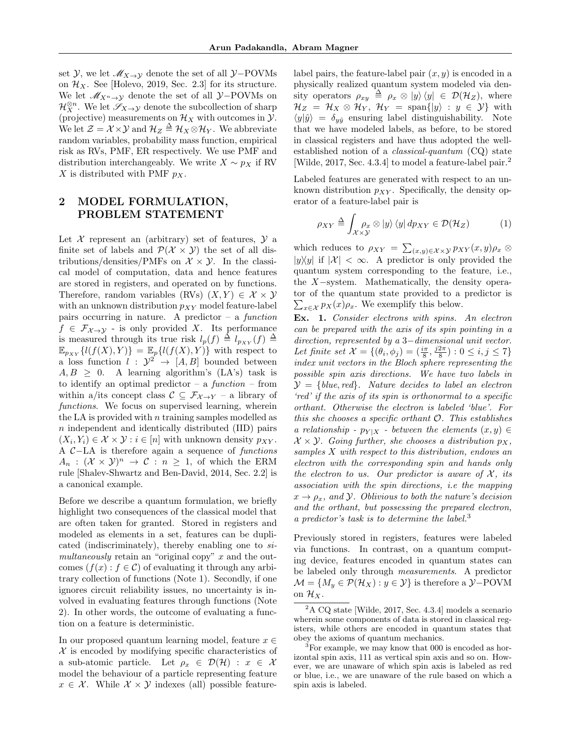set $\mathcal{Y}$, we let $\mathscr{M}_{X\to\mathcal{Y}}$ denote the set of all $\mathcal{Y}-$POVMs on $\mathcal{H}_X$. See [Holevo, 2019, Sec. 2.3] for its structure. We let $\mathscr{M}_{X^n\to\mathcal{Y}}$ denote the set of all $\mathcal{Y}-$POVMs on $\mathcal{H}_X^{\otimes n}$. We let $\mathscr{S}_{X\to\mathcal{Y}}$ denote the subcollection of sharp (projective) measurements on $\mathcal{H}_X$ with outcomes in $\mathcal{Y}$. We let $\mathcal{Z} = \mathcal{X}\times\mathcal{Y}$ and $\mathcal{H}_Z \triangleq \mathcal{H}_X\otimes\mathcal{H}_Y$. We abbreviate random variables, probability mass function, empirical risk as RVs, PMF, ER respectively. We use PMF and distribution interchangeably. We write $X \sim p_X$ if RV $X$ is distributed with PMF $p_X$.

## 2 MODEL FORMULATION, PROBLEM STATEMENT

Let $\mathcal{X}$ represent an (arbitrary) set of features, $\mathcal{Y}$ a finite set of labels and $\mathcal{P}(\mathcal{X}\times\mathcal{Y})$ the set of all distributions/densities/PMFs on $\mathcal{X}\times\mathcal{Y}$. In the classical model of computation, data and hence features are stored in registers, and operated on by functions. Therefore, random variables (RVs) $(X, Y) \in \mathcal{X}\times\mathcal{Y}$ with an unknown distribution $p_{XY}$ model feature-label pairs occurring in nature. A predictor – a *function* $f \in \mathcal{F}_{\mathcal{X}\to\mathcal{Y}}$ - is only provided $X$. Its performance is measured through its true risk $l_p(f) \triangleq l_{p_{XY}}(f) \triangleq \mathbb{E}_{p_{XY}}\{l(f(X), Y)\} = \mathbb{E}_p\{l(f(X), Y)\}$ with respect to a loss function $l : \mathcal{Y}^2 \to [A, B]$ bounded between $A, B \geq 0$. A learning algorithm's (LA's) task is to identify an optimal predictor – a *function* – from within a/its concept class $\mathcal{C} \subseteq \mathcal{F}_{\mathcal{X}\to\mathcal{Y}}$ – a library of *functions*. We focus on supervised learning, wherein the LA is provided with $n$ training samples modelled as $n$ independent and identically distributed (IID) pairs $(X_i, Y_i) \in \mathcal{X}\times\mathcal{Y} : i \in [n]$ with unknown density $p_{XY}$. A $\mathcal{C}-$LA is therefore again a sequence of *functions* $A_n : (\mathcal{X}\times\mathcal{Y})^n \to \mathcal{C} : n \geq 1$, of which the ERM rule [Shalev-Shwartz and Ben-David, 2014, Sec. 2.2] is a canonical example.

Before we describe a quantum formulation, we briefly highlight two consequences of the classical model that are often taken for granted. Stored in registers and modeled as elements in a set, features can be duplicated (indiscriminately), thereby enabling one to *simultaneously* retain an "original copy" $x$ and the outcomes $(f(x) : f \in \mathcal{C})$ of evaluating it through any arbitrary collection of functions (Note 1). Secondly, if one ignores circuit reliability issues, no uncertainty is involved in evaluating features through functions (Note 2). In other words, the outcome of evaluating a function on a feature is deterministic.

In our proposed quantum learning model, feature $x \in \mathcal{X}$ is encoded by modifying specific characteristics of a sub-atomic particle. Let $\rho_x \in \mathcal{D}(\mathcal{H}) : x \in \mathcal{X}$ model the behaviour of a particle representing feature $x \in \mathcal{X}$. While $\mathcal{X}\times\mathcal{Y}$ indexes (all) possible feature-label pairs, the feature-label pair $(x, y)$ is encoded in a physically realized quantum system modeled via density operators $\rho_{xy} \triangleq \rho_x \otimes |y\rangle\langle y| \in \mathcal{D}(\mathcal{H}_Z)$, where $\mathcal{H}_Z = \mathcal{H}_X \otimes \mathcal{H}_Y$, $\mathcal{H}_Y = \text{span}\{|y\rangle : y \in \mathcal{Y}\}$ with $\langle y|\hat{y}\rangle = \delta_{y\hat{y}}$ ensuring label distinguishability. Note that we have modeled labels, as before, to be stored in classical registers and have thus adopted the well-established notion of a *classical-quantum* (CQ) state [Wilde, 2017, Sec. 4.3.4] to model a feature-label pair.[2]

Labeled features are generated with respect to an unknown distribution $p_{XY}$. Specifically, the density operator of a feature-label pair is

$$\rho_{XY} \triangleq \int_{\mathcal{X}\times\mathcal{Y}} \rho_x \otimes |y\rangle\langle y| \, dp_{XY} \in \mathcal{D}(\mathcal{H}_Z) \tag{1}$$

which reduces to $\rho_{XY} = \sum_{(x,y)\in\mathcal{X}\times\mathcal{Y}} p_{XY}(x, y)\rho_x \otimes |y\rangle\langle y|$ if $|\mathcal{X}| < \infty$. A predictor is only provided the quantum system corresponding to the feature, i.e., the $X-$system. Mathematically, the density operator of the quantum state provided to a predictor is $\sum_{x\in\mathcal{X}} p_X(x)\rho_x$. We exemplify this below.

**Ex. 1.** *Consider electrons with spins. An electron can be prepared with the axis of its spin pointing in a direction, represented by a 3−dimensional unit vector. Let finite set $\mathcal{X} = \{(\theta_i, \phi_j) = (\frac{i\pi}{8}, \frac{j2\pi}{8}) : 0 \leq i, j \leq 7\}$ index unit vectors in the Bloch sphere representing the possible spin axis directions. We have two labels in $\mathcal{Y} = \{blue, red\}$. Nature decides to label an electron 'red' if the axis of its spin is orthonormal to a specific orthant. Otherwise the electron is labeled 'blue'. For this she chooses a specific orthant $\mathcal{O}$. This establishes a relationship - $p_{Y|X}$ - between the elements $(x, y) \in \mathcal{X}\times\mathcal{Y}$. Going further, she chooses a distribution $p_X$, samples $X$ with respect to this distribution, endows an electron with the corresponding spin and hands only the electron to us. Our predictor is aware of $\mathcal{X}$, its association with the spin directions, i.e the mapping $x \to \rho_x$, and $\mathcal{Y}$. Oblivious to both the nature's decision and the orthant, but possessing the prepared electron, a predictor's task is to determine the label.*[3]

Previously stored in registers, features were labeled via functions. In contrast, on a quantum computing device, features encoded in quantum states can be labeled only through *measurements*. A predictor $\mathcal{M} = \{M_y \in \mathcal{P}(\mathcal{H}_X) : y \in \mathcal{Y}\}$ is therefore a $\mathcal{Y}-$POVM on $\mathcal{H}_X$.

[2] A CQ state [Wilde, 2017, Sec. 4.3.4] models a scenario wherein some components of data is stored in classical registers, while others are encoded in quantum states that obey the axioms of quantum mechanics.

[3] For example, we may know that 000 is encoded as horizontal spin axis, 111 as vertical spin axis and so on. However, we are unaware of which spin axis is labeled as red or blue, i.e., we are unaware of the rule based on which a spin axis is labeled.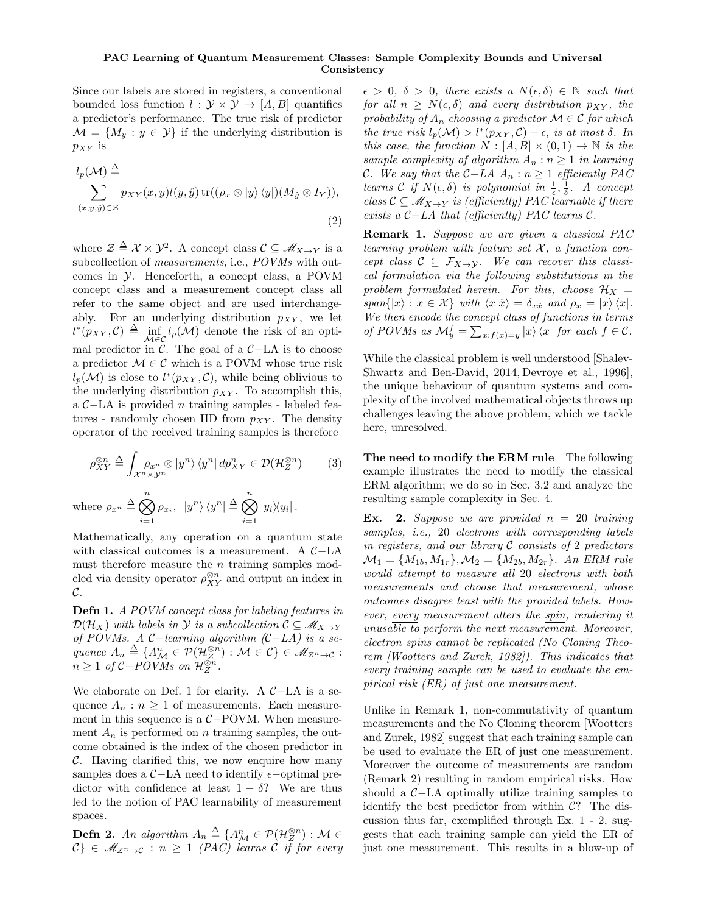Since our labels are stored in registers, a conventional bounded loss function $l : \mathcal{Y} \times \mathcal{Y} \to [A, B]$ quantifies a predictor's performance. The true risk of predictor $\mathcal{M} = \{M_y : y \in \mathcal{Y}\}$ if the underlying distribution is $p_{XY}$ is

$$l_p(\mathcal{M}) \triangleq \sum_{(x,y,\hat{y}) \in \mathcal{Z}} p_{XY}(x,y) l(y,\hat{y}) \operatorname{tr}((\rho_x \otimes |y\rangle \langle y|)(M_{\hat{y}} \otimes I_Y)), \tag{2}$$

where $\mathcal{Z} \triangleq \mathcal{X} \times \mathcal{Y}^2$. A concept class $\mathcal{C} \subseteq \mathscr{M}_{X \to Y}$ is a subcollection of *measurements*, i.e., *POVMs* with outcomes in $\mathcal{Y}$. Henceforth, a concept class, a POVM concept class and a measurement concept class all refer to the same object and are used interchangeably. For an underlying distribution $p_{XY}$, we let $l^*(p_{XY}, \mathcal{C}) \triangleq \inf_{\mathcal{M} \in \mathcal{C}} l_p(\mathcal{M})$ denote the risk of an optimal predictor in $\mathcal{C}$. The goal of a $\mathcal{C}-$LA is to choose a predictor $\mathcal{M} \in \mathcal{C}$ which is a POVM whose true risk $l_p(\mathcal{M})$ is close to $l^*(p_{XY}, \mathcal{C})$, while being oblivious to the underlying distribution $p_{XY}$. To accomplish this, a $\mathcal{C}-$LA is provided $n$ training samples - labeled features - randomly chosen IID from $p_{XY}$. The density operator of the received training samples is therefore

$$\rho_{XY}^{\otimes n} \triangleq \int_{\mathcal{X}^n \times \mathcal{Y}^n} \rho_{x^n} \otimes |y^n\rangle \langle y^n| \, dp_{XY}^n \in \mathcal{D}(\mathcal{H}_Z^{\otimes n}) \tag{3}$$

where $\rho_{x^n} \triangleq \bigotimes_{i=1}^n \rho_{x_i}, \;\; |y^n\rangle \langle y^n| \triangleq \bigotimes_{i=1}^n |y_i\rangle\langle y_i|$.

Mathematically, any operation on a quantum state with classical outcomes is a measurement. A $\mathcal{C}-$LA must therefore measure the $n$ training samples modeled via density operator $\rho_{XY}^{\otimes n}$ and output an index in $\mathcal{C}$.

**Defn 1.** *A POVM concept class for labeling features in $\mathcal{D}(\mathcal{H}_X)$ with labels in $\mathcal{Y}$ is a subcollection $\mathcal{C} \subseteq \mathscr{M}_{X \to Y}$ of POVMs. A $\mathcal{C}-$learning algorithm ($\mathcal{C}-$LA) is a sequence $A_n \triangleq \{A_{\mathcal{M}}^n \in \mathcal{P}(\mathcal{H}_Z^{\otimes n}) : \mathcal{M} \in \mathcal{C}\} \in \mathscr{M}_{Z^n \to \mathcal{C}} : n \geq 1$ of $\mathcal{C}-$POVMs on $\mathcal{H}_Z^{\otimes n}$.*

We elaborate on Def. 1 for clarity. A $\mathcal{C}-$LA is a sequence $A_n : n \geq 1$ of measurements. Each measurement in this sequence is a $\mathcal{C}-$POVM. When measurement $A_n$ is performed on $n$ training samples, the outcome obtained is the index of the chosen predictor in $\mathcal{C}$. Having clarified this, we now enquire how many samples does a $\mathcal{C}-$LA need to identify $\epsilon-$optimal predictor with confidence at least $1 - \delta$? We are thus led to the notion of PAC learnability of measurement spaces.

**Defn 2.** *An algorithm $A_n \triangleq \{A_{\mathcal{M}}^n \in \mathcal{P}(\mathcal{H}_Z^{\otimes n}) : \mathcal{M} \in \mathcal{C}\} \in \mathscr{M}_{Z^n \to \mathcal{C}} : n \geq 1$ (PAC) learns $\mathcal{C}$ if for every $\epsilon > 0$, $\delta > 0$, there exists a $N(\epsilon, \delta) \in \mathbb{N}$ such that for all $n \geq N(\epsilon, \delta)$ and every distribution $p_{XY}$, the probability of $A_n$ choosing a predictor $\mathcal{M} \in \mathcal{C}$ for which the true risk $l_p(\mathcal{M}) > l^*(p_{XY}, \mathcal{C}) + \epsilon$, is at most $\delta$. In this case, the function $N : [A, B] \times (0, 1) \to \mathbb{N}$ is the sample complexity of algorithm $A_n : n \geq 1$ in learning $\mathcal{C}$. We say that the $\mathcal{C}-$LA $A_n : n \geq 1$ efficiently PAC learns $\mathcal{C}$ if $N(\epsilon, \delta)$ is polynomial in $\frac{1}{\epsilon}, \frac{1}{\delta}$. A concept class $\mathcal{C} \subseteq \mathscr{M}_{X \to Y}$ is (efficiently) PAC learnable if there exists a $\mathcal{C}-$LA that (efficiently) PAC learns $\mathcal{C}$.*

**Remark 1.** *Suppose we are given a classical PAC learning problem with feature set $\mathcal{X}$, a function concept class $\mathcal{C} \subseteq \mathcal{F}_{\mathcal{X} \to \mathcal{Y}}$. We can recover this classical formulation via the following substitutions in the problem formulated herein. For this, choose $\mathcal{H}_X = span\{|x\rangle : x \in \mathcal{X}\}$ with $\langle x|\hat{x}\rangle = \delta_{x\hat{x}}$ and $\rho_x = |x\rangle\langle x|$. We then encode the concept class of functions in terms of POVMs as $\mathcal{M}_y^f = \sum_{x : f(x) = y} |x\rangle\langle x|$ for each $f \in \mathcal{C}$.*

While the classical problem is well understood [Shalev-Shwartz and Ben-David, 2014, Devroye et al., 1996], the unique behaviour of quantum systems and complexity of the involved mathematical objects throws up challenges leaving the above problem, which we tackle here, unresolved.

**The need to modify the ERM rule** The following example illustrates the need to modify the classical ERM algorithm; we do so in Sec. 3.2 and analyze the resulting sample complexity in Sec. 4.

**Ex. 2.** *Suppose we are provided $n = 20$ training samples, i.e., 20 electrons with corresponding labels in registers, and our library $\mathcal{C}$ consists of 2 predictors $\mathcal{M}_1 = \{M_{1b}, M_{1r}\}, \mathcal{M}_2 = \{M_{2b}, M_{2r}\}$. An ERM rule would attempt to measure all 20 electrons with both measurements and choose that measurement, whose outcomes disagree least with the provided labels. However, every measurement alters the spin, rendering it unusable to perform the next measurement. Moreover, electron spins cannot be replicated (No Cloning Theorem [Wootters and Zurek, 1982]). This indicates that every training sample can be used to evaluate the empirical risk (ER) of just one measurement.*

Unlike in Remark 1, non-commutativity of quantum measurements and the No Cloning theorem [Wootters and Zurek, 1982] suggest that each training sample can be used to evaluate the ER of just one measurement. Moreover the outcome of measurements are random (Remark 2) resulting in random empirical risks. How should a $\mathcal{C}-$LA optimally utilize training samples to identify the best predictor from within $\mathcal{C}$? The discussion thus far, exemplified through Ex. 1 - 2, suggests that each training sample can yield the ER of just one measurement. This results in a blow-up of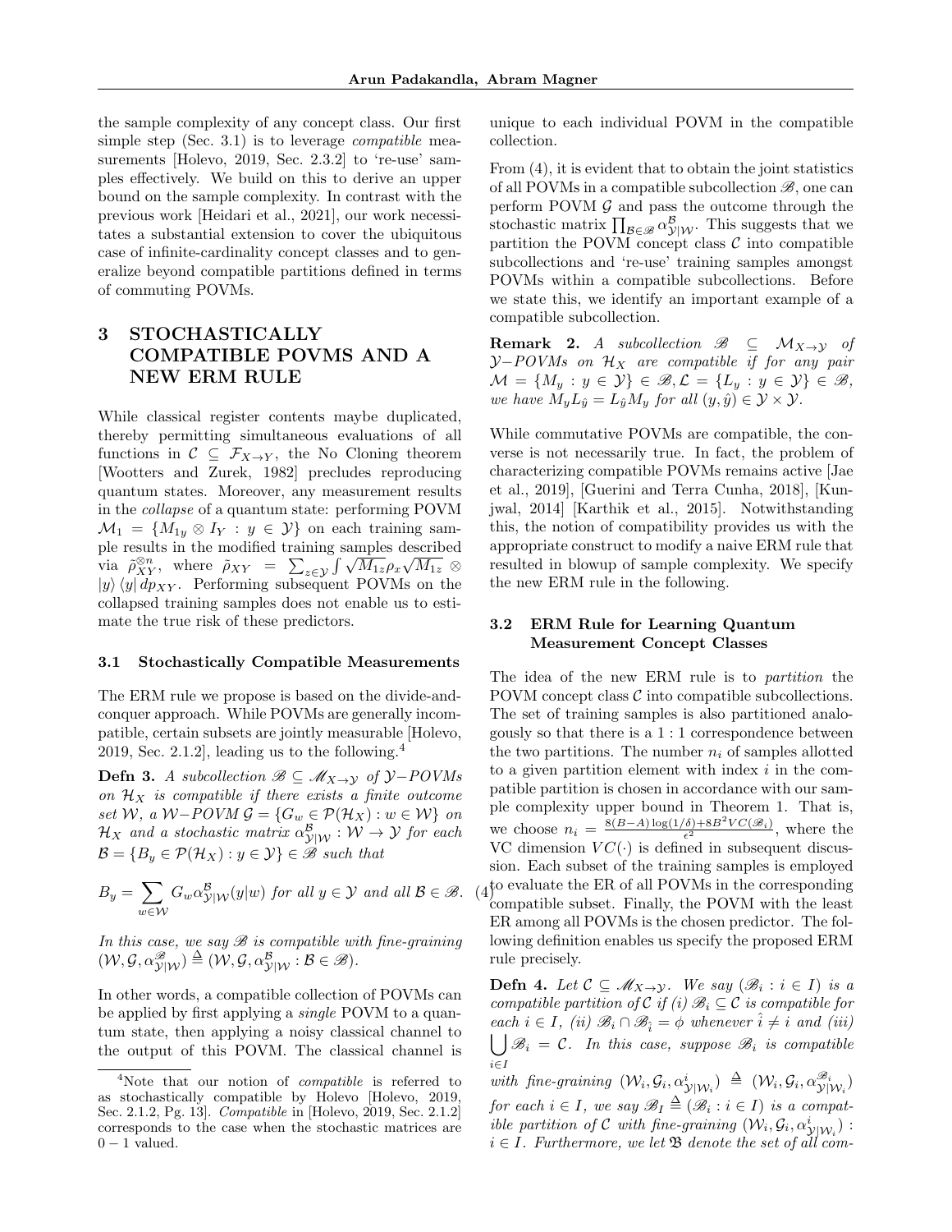the sample complexity of any concept class. Our first simple step (Sec. 3.1) is to leverage *compatible* measurements [Holevo, 2019, Sec. 2.3.2] to 're-use' samples effectively. We build on this to derive an upper bound on the sample complexity. In contrast with the previous work [Heidari et al., 2021], our work necessitates a substantial extension to cover the ubiquitous case of infinite-cardinality concept classes and to generalize beyond compatible partitions defined in terms of commuting POVMs.

# 3 STOCHASTICALLY COMPATIBLE POVMS AND A NEW ERM RULE

While classical register contents maybe duplicated, thereby permitting simultaneous evaluations of all functions in $\mathcal{C} \subseteq \mathcal{F}_{X\to Y}$, the No Cloning theorem [Wootters and Zurek, 1982] precludes reproducing quantum states. Moreover, any measurement results in the *collapse* of a quantum state: performing POVM $\mathcal{M}_1 = \{M_{1y} \otimes I_Y : y \in \mathcal{Y}\}$ on each training sample results in the modified training samples described via $\tilde{\rho}_{XY}^{\otimes n}$, where $\tilde{\rho}_{XY} = \sum_{z\in\mathcal{Y}} \int \sqrt{M_{1z}}\rho_x\sqrt{M_{1z}} \otimes |y\rangle\langle y|\, dp_{XY}$. Performing subsequent POVMs on the collapsed training samples does not enable us to estimate the true risk of these predictors.

## 3.1 Stochastically Compatible Measurements

The ERM rule we propose is based on the divide-and-conquer approach. While POVMs are generally incompatible, certain subsets are jointly measurable [Holevo, 2019, Sec. 2.1.2], leading us to the following.[4]

**Defn 3.** *A subcollection $\mathscr{B} \subseteq \mathscr{M}_{X\to\mathcal{Y}}$ of $\mathcal{Y}-$POVMs on $\mathcal{H}_X$ is compatible if there exists a finite outcome set $\mathcal{W}$, a $\mathcal{W}-$POVM $\mathcal{G} = \{G_w \in \mathcal{P}(\mathcal{H}_X) : w \in \mathcal{W}\}$ on $\mathcal{H}_X$ and a stochastic matrix $\alpha^{\mathcal{B}}_{\mathcal{Y}|\mathcal{W}} : \mathcal{W} \to \mathcal{Y}$ for each $\mathcal{B} = \{B_y \in \mathcal{P}(\mathcal{H}_X) : y \in \mathcal{Y}\} \in \mathscr{B}$ such that*

$$B_y = \sum_{w\in\mathcal{W}} G_w \alpha^{\mathcal{B}}_{\mathcal{Y}|\mathcal{W}}(y|w) \text{ for all } y \in \mathcal{Y} \text{ and all } \mathcal{B} \in \mathscr{B}. \quad (4)$$

*In this case, we say $\mathscr{B}$ is compatible with fine-graining $(\mathcal{W}, \mathcal{G}, \alpha^{\mathscr{B}}_{\mathcal{Y}|\mathcal{W}}) \triangleq (\mathcal{W}, \mathcal{G}, \alpha^{\mathcal{B}}_{\mathcal{Y}|\mathcal{W}} : \mathcal{B} \in \mathscr{B})$.*

In other words, a compatible collection of POVMs can be applied by first applying a *single* POVM to a quantum state, then applying a noisy classical channel to the output of this POVM. The classical channel is unique to each individual POVM in the compatible collection.

From (4), it is evident that to obtain the joint statistics of all POVMs in a compatible subcollection $\mathscr{B}$, one can perform POVM $\mathcal{G}$ and pass the outcome through the stochastic matrix $\prod_{\mathcal{B}\in\mathscr{B}} \alpha^{\mathcal{B}}_{\mathcal{Y}|\mathcal{W}}$. This suggests that we partition the POVM concept class $\mathcal{C}$ into compatible subcollections and 're-use' training samples amongst POVMs within a compatible subcollections. Before we state this, we identify an important example of a compatible subcollection.

**Remark 2.** *A subcollection $\mathscr{B} \subseteq \mathcal{M}_{X\to\mathcal{Y}}$ of $\mathcal{Y}-$POVMs on $\mathcal{H}_X$ are compatible if for any pair $\mathcal{M} = \{M_y : y \in \mathcal{Y}\} \in \mathscr{B}, \mathcal{L} = \{L_y : y \in \mathcal{Y}\} \in \mathscr{B}$, we have $M_y L_{\hat{y}} = L_{\hat{y}} M_y$ for all $(y, \hat{y}) \in \mathcal{Y} \times \mathcal{Y}$.*

While commutative POVMs are compatible, the converse is not necessarily true. In fact, the problem of characterizing compatible POVMs remains active [Jae et al., 2019], [Guerini and Terra Cunha, 2018], [Kunjwal, 2014] [Karthik et al., 2015]. Notwithstanding this, the notion of compatibility provides us with the appropriate construct to modify a naive ERM rule that resulted in blowup of sample complexity. We specify the new ERM rule in the following.

## 3.2 ERM Rule for Learning Quantum Measurement Concept Classes

The idea of the new ERM rule is to *partition* the POVM concept class $\mathcal{C}$ into compatible subcollections. The set of training samples is also partitioned analogously so that there is a $1:1$ correspondence between the two partitions. The number $n_i$ of samples allotted to a given partition element with index $i$ in the compatible partition is chosen in accordance with our sample complexity upper bound in Theorem 1. That is, we choose $n_i = \frac{8(B-A)\log(1/\delta)+8B^2 VC(\mathscr{B}_i)}{\epsilon^2}$, where the VC dimension $VC(\cdot)$ is defined in subsequent discussion. Each subset of the training samples is employed to evaluate the ER of all POVMs in the corresponding compatible subset. Finally, the POVM with the least ER among all POVMs is the chosen predictor. The following definition enables us specify the proposed ERM rule precisely.

**Defn 4.** *Let $\mathcal{C} \subseteq \mathscr{M}_{X\to\mathcal{Y}}$. We say $(\mathscr{B}_i : i \in I)$ is a compatible partition of $\mathcal{C}$ if (i) $\mathscr{B}_i \subseteq \mathcal{C}$ is compatible for each $i \in I$, (ii) $\mathscr{B}_i \cap \mathscr{B}_{\hat{i}} = \phi$ whenever $\hat{i} \neq i$ and (iii) $\bigcup_{i\in I} \mathscr{B}_i = \mathcal{C}$. In this case, suppose $\mathscr{B}_i$ is compatible with fine-graining $(\mathcal{W}_i, \mathcal{G}_i, \alpha^i_{\mathcal{Y}|\mathcal{W}_i}) \triangleq (\mathcal{W}_i, \mathcal{G}_i, \alpha^{\mathscr{B}_i}_{\mathcal{Y}|\mathcal{W}_i})$ for each $i \in I$, we say $\mathscr{B}_I \triangleq (\mathscr{B}_i : i \in I)$ is a compatible partition of $\mathcal{C}$ with fine-graining $(\mathcal{W}_i, \mathcal{G}_i, \alpha^i_{\mathcal{Y}|\mathcal{W}_i}) : i \in I$. Furthermore, we let $\mathfrak{B}$ denote the set of all com-*

[4] Note that our notion of *compatible* is referred to as stochastically compatible by Holevo [Holevo, 2019, Sec. 2.1.2, Pg. 13]. *Compatible* in [Holevo, 2019, Sec. 2.1.2] corresponds to the case when the stochastic matrices are $0-1$ valued.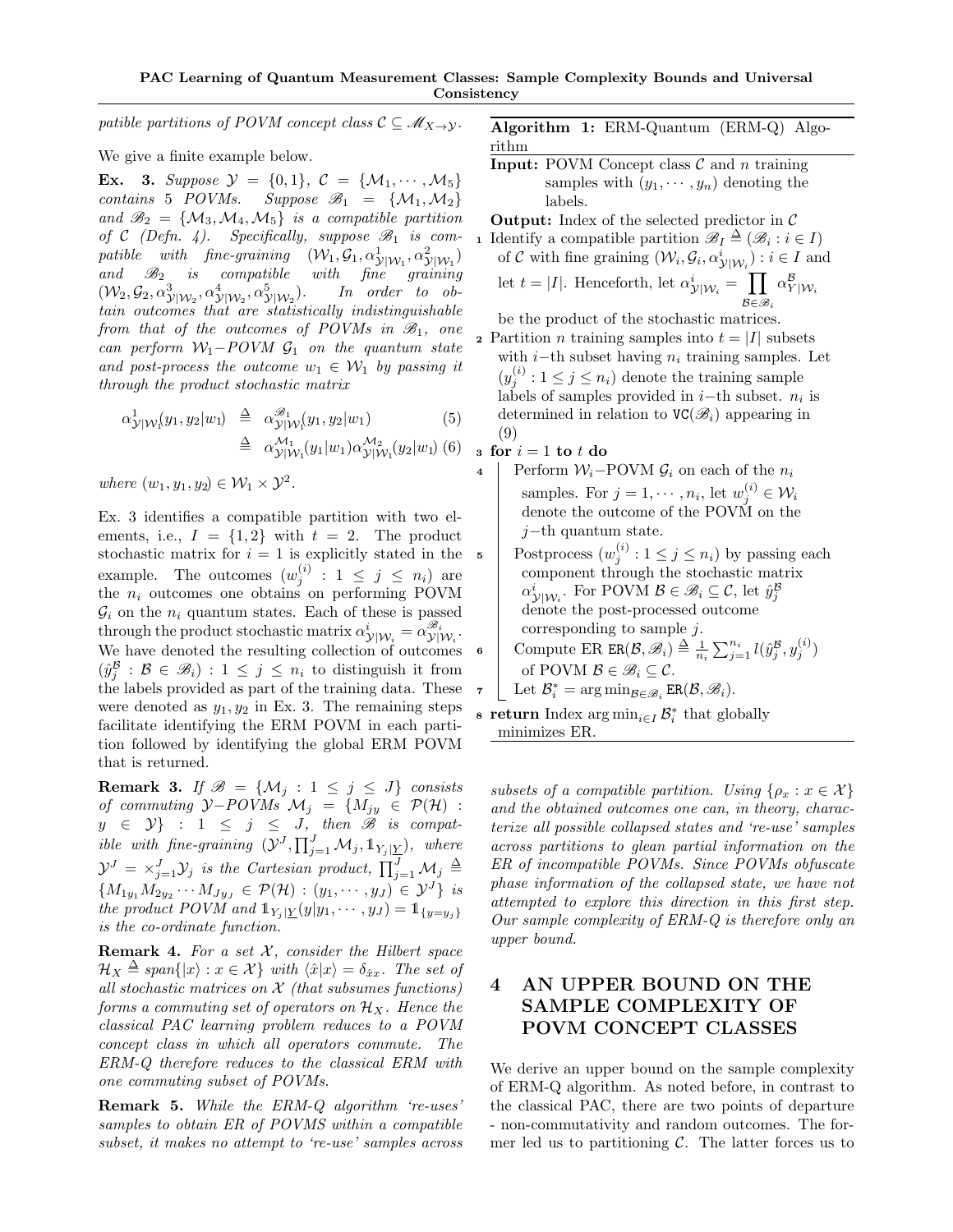*patible partitions of POVM concept class $\mathcal{C} \subseteq \mathscr{M}_{X\to\mathcal{Y}}$.*

We give a finite example below.

**Ex. 3.** *Suppose $\mathcal{Y} = \{0,1\}$, $\mathcal{C} = \{\mathcal{M}_1, \cdots, \mathcal{M}_5\}$ contains 5 POVMs. Suppose $\mathscr{B}_1 = \{\mathcal{M}_1, \mathcal{M}_2\}$ and $\mathscr{B}_2 = \{\mathcal{M}_3, \mathcal{M}_4, \mathcal{M}_5\}$ is a compatible partition of $\mathcal{C}$ (Defn. 4). Specifically, suppose $\mathscr{B}_1$ is compatible with fine-graining $(\mathcal{W}_1, \mathcal{G}_1, \alpha^1_{\mathcal{Y}|\mathcal{W}_1}, \alpha^2_{\mathcal{Y}|\mathcal{W}_1})$ and $\mathscr{B}_2$ is compatible with fine graining $(\mathcal{W}_2, \mathcal{G}_2, \alpha^3_{\mathcal{Y}|\mathcal{W}_2}, \alpha^4_{\mathcal{Y}|\mathcal{W}_2}, \alpha^5_{\mathcal{Y}|\mathcal{W}_2})$. In order to obtain outcomes that are statistically indistinguishable from that of the outcomes of POVMs in $\mathscr{B}_1$, one can perform $\mathcal{W}_1-$POVM $\mathcal{G}_1$ on the quantum state and post-process the outcome $w_1 \in \mathcal{W}_1$ by passing it through the product stochastic matrix*

$$\alpha^1_{\mathcal{Y}|\mathcal{W}_1}(y_1, y_2|w_1) \triangleq \alpha^{\mathscr{B}_1}_{\mathcal{Y}|\mathcal{W}_1}(y_1, y_2|w_1) \tag{5}$$

$$\triangleq \alpha^{\mathcal{M}_1}_{\mathcal{Y}|\mathcal{W}_1}(y_1|w_1)\alpha^{\mathcal{M}_2}_{\mathcal{Y}|\mathcal{W}_1}(y_2|w_1) \tag{6}$$

*where $(w_1, y_1, y_2) \in \mathcal{W}_1 \times \mathcal{Y}^2$.*

Ex. 3 identifies a compatible partition with two elements, i.e., $I = \{1, 2\}$ with $t = 2$. The product stochastic matrix for $i = 1$ is explicitly stated in the example. The outcomes $(w^{(i)}_j : 1 \leq j \leq n_i)$ are the $n_i$ outcomes one obtains on performing POVM $\mathcal{G}_i$ on the $n_i$ quantum states. Each of these is passed through the product stochastic matrix $\alpha^i_{\mathcal{Y}|\mathcal{W}_i} = \alpha^{\mathscr{B}_i}_{\mathcal{Y}|\mathcal{W}_i}$. We have denoted the resulting collection of outcomes $(\hat{y}^{\mathcal{B}}_j : \mathcal{B} \in \mathscr{B}_i) : 1 \leq j \leq n_i$ to distinguish it from the labels provided as part of the training data. These were denoted as $y_1, y_2$ in Ex. 3. The remaining steps facilitate identifying the ERM POVM in each partition followed by identifying the global ERM POVM that is returned.

**Remark 3.** *If $\mathscr{B} = \{\mathcal{M}_j : 1 \leq j \leq J\}$ consists of commuting $\mathcal{Y}-$POVMs $\mathcal{M}_j = \{M_{jy} \in \mathcal{P}(\mathcal{H}) : y \in \mathcal{Y}\} : 1 \leq j \leq J$, then $\mathscr{B}$ is compatible with fine-graining $(\mathcal{Y}^J, \prod_{j=1}^J \mathcal{M}_j, \mathbb{1}_{Y_j|\underline{Y}})$, where $\mathcal{Y}^J = \times_{j=1}^J \mathcal{Y}_j$ is the Cartesian product, $\prod_{j=1}^J \mathcal{M}_j \triangleq \{M_{1y_1}M_{2y_2}\cdots M_{Jy_J} \in \mathcal{P}(\mathcal{H}) : (y_1, \cdots, y_J) \in \mathcal{Y}^J\}$ is the product POVM and $\mathbb{1}_{Y_j|\underline{Y}}(y|y_1, \cdots, y_J) = \mathbb{1}_{\{y=y_j\}}$ is the co-ordinate function.*

**Remark 4.** *For a set $\mathcal{X}$, consider the Hilbert space $\mathcal{H}_X \triangleq span\{|x\rangle : x \in \mathcal{X}\}$ with $\langle \hat{x}|x\rangle = \delta_{\hat{x}x}$. The set of all stochastic matrices on $\mathcal{X}$ (that subsumes functions) forms a commuting set of operators on $\mathcal{H}_X$. Hence the classical PAC learning problem reduces to a POVM concept class in which all operators commute. The ERM-Q therefore reduces to the classical ERM with one commuting subset of POVMs.*

**Remark 5.** *While the ERM-Q algorithm 're-uses' samples to obtain ER of POVMS within a compatible subset, it makes no attempt to 're-use' samples across subsets of a compatible partition. Using $\{\rho_x : x \in \mathcal{X}\}$ and the obtained outcomes one can, in theory, characterize all possible collapsed states and 're-use' samples across partitions to glean partial information on the ER of incompatible POVMs. Since POVMs obfuscate phase information of the collapsed state, we have not attempted to explore this direction in this first step. Our sample complexity of ERM-Q is therefore only an upper bound.*

**Algorithm 1:** ERM-Quantum (ERM-Q) Algorithm

**Input:** POVM Concept class $\mathcal{C}$ and $n$ training samples with $(y_1, \cdots, y_n)$ denoting the labels.

**Output:** Index of the selected predictor in $\mathcal{C}$

1. Identify a compatible partition $\mathscr{B}_I \triangleq (\mathscr{B}_i : i \in I)$ of $\mathcal{C}$ with fine graining $(\mathcal{W}_i, \mathcal{G}_i, \alpha^i_{\mathcal{Y}|\mathcal{W}_i}) : i \in I$ and let $t = |I|$. Henceforth, let $\alpha^i_{\mathcal{Y}|\mathcal{W}_i} = \prod_{\mathcal{B} \in \mathscr{B}_i} \alpha^{\mathcal{B}}_{Y|\mathcal{W}_i}$ be the product of the stochastic matrices.
2. Partition $n$ training samples into $t = |I|$ subsets with $i-$th subset having $n_i$ training samples. Let $(y^{(i)}_j : 1 \leq j \leq n_i)$ denote the training sample labels of samples provided in $i-$th subset. $n_i$ is determined in relation to $\mathtt{VC}(\mathscr{B}_i)$ appearing in (9)
3. **for** $i = 1$ **to** $t$ **do**
4. Perform $\mathcal{W}_i-$POVM $\mathcal{G}_i$ on each of the $n_i$ samples. For $j = 1, \cdots, n_i$, let $w^{(i)}_j \in \mathcal{W}_i$ denote the outcome of the POVM on the $j-$th quantum state.
5. Postprocess $(w^{(i)}_j : 1 \leq j \leq n_i)$ by passing each component through the stochastic matrix $\alpha^i_{\mathcal{Y}|\mathcal{W}_i}$. For POVM $\mathcal{B} \in \mathscr{B}_i \subseteq \mathcal{C}$, let $\hat{y}^{\mathcal{B}}_j$ denote the post-processed outcome corresponding to sample $j$.
6. Compute ER $\mathtt{ER}(\mathcal{B}, \mathscr{B}_i) \triangleq \frac{1}{n_i}\sum_{j=1}^{n_i} l(\hat{y}^{\mathcal{B}}_j, y^{(i)}_j)$ of POVM $\mathcal{B} \in \mathscr{B}_i \subseteq \mathcal{C}$.
7. Let $\mathcal{B}^*_i = \arg\min_{\mathcal{B} \in \mathscr{B}_i} \mathtt{ER}(\mathcal{B}, \mathscr{B}_i)$.
8. **return** Index $\arg\min_{i \in I} \mathcal{B}^*_i$ that globally minimizes ER.

# 4 AN UPPER BOUND ON THE SAMPLE COMPLEXITY OF POVM CONCEPT CLASSES

We derive an upper bound on the sample complexity of ERM-Q algorithm. As noted before, in contrast to the classical PAC, there are two points of departure - non-commutativity and random outcomes. The former led us to partitioning $\mathcal{C}$. The latter forces us to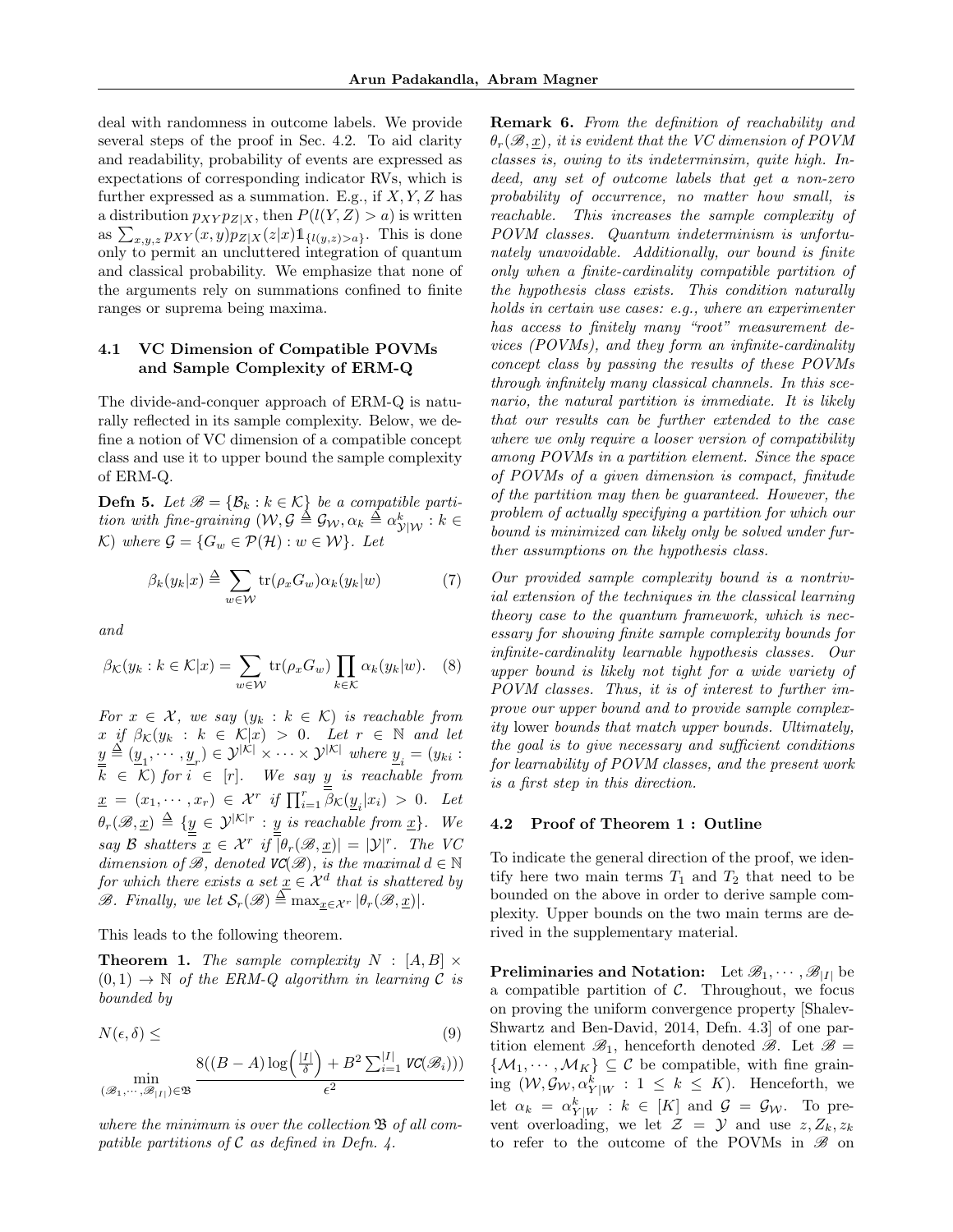deal with randomness in outcome labels. We provide several steps of the proof in Sec. 4.2. To aid clarity and readability, probability of events are expressed as expectations of corresponding indicator RVs, which is further expressed as a summation. E.g., if $X, Y, Z$ has a distribution $p_{XY}p_{Z|X}$, then $P(l(Y,Z) > a)$ is written as $\sum_{x,y,z} p_{XY}(x,y)p_{Z|X}(z|x)\mathbb{1}_{\{l(y,z)>a\}}$. This is done only to permit an uncluttered integration of quantum and classical probability. We emphasize that none of the arguments rely on summations confined to finite ranges or suprema being maxima.

### 4.1 VC Dimension of Compatible POVMs and Sample Complexity of ERM-Q

The divide-and-conquer approach of ERM-Q is naturally reflected in its sample complexity. Below, we define a notion of VC dimension of a compatible concept class and use it to upper bound the sample complexity of ERM-Q.

**Defn 5.** *Let $\mathscr{B} = \{\mathcal{B}_k : k \in \mathcal{K}\}$ be a compatible partition with fine-graining $(\mathcal{W}, \mathcal{G} \triangleq \mathcal{G}_{\mathcal{W}}, \alpha_k \triangleq \alpha^k_{\mathcal{Y}|\mathcal{W}} : k \in \mathcal{K})$ where $\mathcal{G} = \{G_w \in \mathcal{P}(\mathcal{H}) : w \in \mathcal{W}\}$. Let*

$$\beta_k(y_k|x) \triangleq \sum_{w\in\mathcal{W}} \operatorname{tr}(\rho_x G_w)\alpha_k(y_k|w) \tag{7}$$

*and*

$$\beta_{\mathcal{K}}(y_k : k \in \mathcal{K}|x) = \sum_{w\in\mathcal{W}} \operatorname{tr}(\rho_x G_w) \prod_{k\in\mathcal{K}} \alpha_k(y_k|w). \tag{8}$$

*For $x \in \mathcal{X}$, we say $(y_k : k \in \mathcal{K})$ is reachable from $x$ if $\beta_{\mathcal{K}}(y_k : k \in \mathcal{K}|x) > 0$. Let $r \in \mathbb{N}$ and let $\underline{\underline{y}} \triangleq (\underline{y}_1, \cdots, \underline{y}_r) \in \mathcal{Y}^{|\mathcal{K}|} \times \cdots \times \mathcal{Y}^{|\mathcal{K}|}$ where $\underline{y}_i = (y_{ki} : k \in \mathcal{K})$ for $i \in [r]$. We say $\underline{\underline{y}}$ is reachable from $\underline{x} = (x_1, \cdots, x_r) \in \mathcal{X}^r$ if $\prod_{i=1}^r \beta_{\mathcal{K}}(\underline{y}_i|x_i) > 0$. Let $\theta_r(\mathscr{B}, \underline{x}) \triangleq \{\underline{\underline{y}} \in \mathcal{Y}^{|\mathcal{K}|r} : \underline{\underline{y}} \text{ is reachable from } \underline{x}\}$. We say $\mathcal{B}$ shatters $\underline{x} \in \mathcal{X}^r$ if $|\theta_r(\mathscr{B}, \underline{x})| = |\mathcal{Y}|^r$. The VC dimension of $\mathscr{B}$, denoted $\mathtt{VC}(\mathscr{B})$, is the maximal $d \in \mathbb{N}$ for which there exists a set $\underline{x} \in \mathcal{X}^d$ that is shattered by $\mathscr{B}$. Finally, we let $\mathcal{S}_r(\mathscr{B}) \triangleq \max_{\underline{x}\in\mathcal{X}^r} |\theta_r(\mathscr{B}, \underline{x})|$.*

This leads to the following theorem.

**Theorem 1.** *The sample complexity $N : [A, B] \times (0, 1) \to \mathbb{N}$ of the ERM-Q algorithm in learning $\mathcal{C}$ is bounded by*

$$N(\epsilon, \delta) \leq \tag{9}$$
$$\min_{(\mathscr{B}_1,\cdots,\mathscr{B}_{|I|})\in\mathfrak{B}} \frac{8((B-A)\log\left(\frac{|I|}{\delta}\right) + B^2 \sum_{i=1}^{|I|} \mathtt{VC}(\mathscr{B}_i)))}{\epsilon^2}$$

*where the minimum is over the collection $\mathfrak{B}$ of all compatible partitions of $\mathcal{C}$ as defined in Defn. 4.*

**Remark 6.** *From the definition of reachability and $\theta_r(\mathscr{B}, \underline{x})$, it is evident that the VC dimension of POVM classes is, owing to its indeterminsim, quite high. Indeed, any set of outcome labels that get a non-zero probability of occurrence, no matter how small, is reachable. This increases the sample complexity of POVM classes. Quantum indeterminism is unfortunately unavoidable. Additionally, our bound is finite only when a finite-cardinality compatible partition of the hypothesis class exists. This condition naturally holds in certain use cases: e.g., where an experimenter has access to finitely many "root" measurement devices (POVMs), and they form an infinite-cardinality concept class by passing the results of these POVMs through infinitely many classical channels. In this scenario, the natural partition is immediate. It is likely that our results can be further extended to the case where we only require a looser version of compatibility among POVMs in a partition element. Since the space of POVMs of a given dimension is compact, finitude of the partition may then be guaranteed. However, the problem of actually specifying a partition for which our bound is minimized can likely only be solved under further assumptions on the hypothesis class.*

*Our provided sample complexity bound is a nontrivial extension of the techniques in the classical learning theory case to the quantum framework, which is necessary for showing finite sample complexity bounds for infinite-cardinality learnable hypothesis classes. Our upper bound is likely not tight for a wide variety of POVM classes. Thus, it is of interest to further improve our upper bound and to provide sample complexity* lower *bounds that match upper bounds. Ultimately, the goal is to give necessary and sufficient conditions for learnability of POVM classes, and the present work is a first step in this direction.*

### 4.2 Proof of Theorem 1 : Outline

To indicate the general direction of the proof, we identify here two main terms $T_1$ and $T_2$ that need to be bounded on the above in order to derive sample complexity. Upper bounds on the two main terms are derived in the supplementary material.

**Preliminaries and Notation:** Let $\mathscr{B}_1, \cdots, \mathscr{B}_{|I|}$ be a compatible partition of $\mathcal{C}$. Throughout, we focus on proving the uniform convergence property [Shalev-Shwartz and Ben-David, 2014, Defn. 4.3] of one partition element $\mathscr{B}_1$, henceforth denoted $\mathscr{B}$. Let $\mathscr{B} = \{\mathcal{M}_1, \cdots, \mathcal{M}_K\} \subseteq \mathcal{C}$ be compatible, with fine graining $(\mathcal{W}, \mathcal{G}_{\mathcal{W}}, \alpha^k_{Y|W} : 1 \leq k \leq K)$. Henceforth, we let $\alpha_k = \alpha^k_{Y|W} : k \in [K]$ and $\mathcal{G} = \mathcal{G}_{\mathcal{W}}$. To prevent overloading, we let $\mathcal{Z} = \mathcal{Y}$ and use $z, Z_k, z_k$ to refer to the outcome of the POVMs in $\mathscr{B}$ on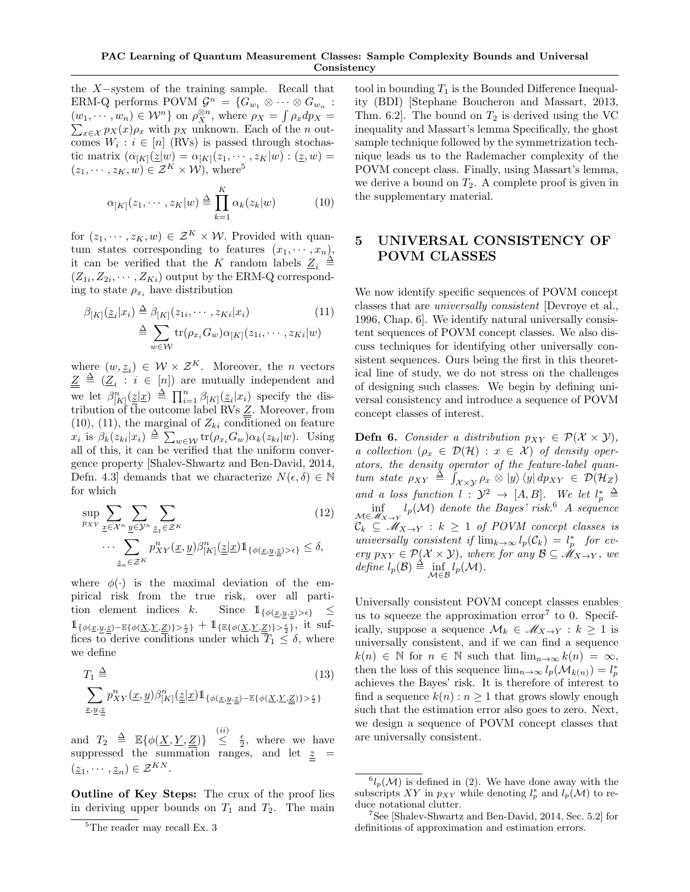the $X-$system of the training sample. Recall that ERM-Q performs POVM $\mathcal{G}^n = \{G_{w_1} \otimes \cdots \otimes G_{w_n} : (w_1, \cdots, w_n) \in \mathcal{W}^n\}$ on $\rho_X^{\otimes n}$, where $\rho_X = \int \rho_x dp_X = \sum_{x \in \mathcal{X}} p_X(x)\rho_x$ with $p_X$ unknown. Each of the $n$ outcomes $W_i : i \in [n]$ (RVs) is passed through stochastic matrix $(\alpha_{[K]}(\underline{z}|w) = \alpha_{[K]}(z_1, \cdots, z_K|w) : (\underline{z}, w) = (z_1, \cdots, z_K, w) \in \mathcal{Z}^K \times \mathcal{W})$, where[5]

$$\alpha_{[K]}(z_1, \cdots, z_K|w) \triangleq \prod_{k=1}^{K} \alpha_k(z_k|w) \tag{10}$$

for $(z_1, \cdots, z_K, w) \in \mathcal{Z}^K \times \mathcal{W}$. Provided with quantum states corresponding to features $(x_1, \cdots, x_n)$, it can be verified that the $K$ random labels $\underline{Z}_i \triangleq (Z_{1i}, Z_{2i}, \cdots, Z_{Ki})$ output by the ERM-Q corresponding to state $\rho_{x_i}$ have distribution

$$\begin{aligned}\beta_{[K]}(\underline{z}_i|x_i) &\triangleq \beta_{[K]}(z_{1i}, \cdots, z_{Ki}|x_i) \\ &\triangleq \sum_{w \in \mathcal{W}} \mathrm{tr}(\rho_{x_i} G_w)\alpha_{[K]}(z_{1i}, \cdots, z_{Ki}|w)\end{aligned} \tag{11}$$

where $(w, \underline{z}_i) \in \mathcal{W} \times \mathcal{Z}^K$. Moreover, the $n$ vectors $\underline{\underline{Z}} \triangleq (\underline{Z}_i : i \in [n])$ are mutually independent and we let $\beta_{[K]}^n(\underline{\underline{z}}|\underline{x}) \triangleq \prod_{i=1}^n \beta_{[K]}(\underline{z}_i|x_i)$ specify the distribution of the outcome label RVs $\underline{\underline{Z}}$. Moreover, from (10), (11), the marginal of $Z_{ki}$ conditioned on feature $x_i$ is $\beta_k(z_{ki}|x_i) \triangleq \sum_{w \in \mathcal{W}} \mathrm{tr}(\rho_{x_i} G_w)\alpha_k(z_{ki}|w)$. Using all of this, it can be verified that the uniform convergence property [Shalev-Shwartz and Ben-David, 2014, Defn. 4.3] demands that we characterize $N(\epsilon, \delta) \in \mathbb{N}$ for which

$$\begin{aligned}\sup_{p_{XY}} \sum_{\underline{x} \in \mathcal{X}^n} \sum_{\underline{y} \in \mathcal{Y}^n} \sum_{\underline{z}_1 \in \mathcal{Z}^K} \\ \cdots \sum_{\underline{z}_n \in \mathcal{Z}^K} p_{XY}^n(\underline{x}, \underline{y})\beta_{[K]}^n(\underline{\underline{z}}|\underline{x})\mathbb{1}_{\{\phi(\underline{x}, \underline{y}, \underline{\underline{z}}) > \epsilon\}} \leq \delta,\end{aligned} \tag{12}$$

where $\phi(\cdot)$ is the maximal deviation of the empirical risk from the true risk, over all partition element indices $k$. Since $\mathbb{1}_{\{\phi(\underline{x}, \underline{y}, \underline{\underline{z}}) > \epsilon\}} \leq \mathbb{1}_{\{\phi(\underline{x}, \underline{y}, \underline{\underline{z}}) - \mathbb{E}\{\phi(\underline{X}, \underline{Y}, \underline{\underline{Z}})\} > \frac{\epsilon}{2}\}} + \mathbb{1}_{\{\mathbb{E}\{\phi(\underline{X}, \underline{Y}, \underline{\underline{Z}})\} > \frac{\epsilon}{2}\}}$, it suffices to derive conditions under which $T_1 \leq \delta$, where we define

$$\begin{aligned}T_1 \triangleq \\ \sum_{\underline{x}, \underline{y}, \underline{\underline{z}}} p_{XY}^n(\underline{x}, \underline{y})\beta_{[K]}^n(\underline{\underline{z}}|\underline{x})\mathbb{1}_{\{\phi(\underline{x}, \underline{y}, \underline{\underline{z}}) - \mathbb{E}\{\phi(\underline{X}, \underline{Y}, \underline{\underline{Z}})\} > \frac{\epsilon}{2}\}}\end{aligned} \tag{13}$$

and $T_2 \triangleq \mathbb{E}\{\phi(\underline{X}, \underline{Y}, \underline{\underline{Z}})\} \overset{(ii)}{\leq} \frac{\epsilon}{2}$, where we have suppressed the summation ranges, and let $\underline{\underline{z}} = (\underline{z}_1, \cdots, \underline{z}_n) \in \mathcal{Z}^{KN}$.

**Outline of Key Steps:** The crux of the proof lies in deriving upper bounds on $T_1$ and $T_2$. The main tool in bounding $T_1$ is the Bounded Difference Inequality (BDI) [Stephane Boucheron and Massart, 2013, Thm. 6.2]. The bound on $T_2$ is derived using the VC inequality and Massart's lemma Specifically, the ghost sample technique followed by the symmetrization technique leads us to the Rademacher complexity of the POVM concept class. Finally, using Massart's lemma, we derive a bound on $T_2$. A complete proof is given in the supplementary material.

## 5 UNIVERSAL CONSISTENCY OF POVM CLASSES

We now identify specific sequences of POVM concept classes that are *universally consistent* [Devroye et al., 1996, Chap. 6]. We identify natural universally consistent sequences of POVM concept classes. We also discuss techniques for identifying other universally consistent sequences. Ours being the first in this theoretical line of study, we do not stress on the challenges of designing such classes. We begin by defining universal consistency and introduce a sequence of POVM concept classes of interest.

**Defn 6.** *Consider a distribution $p_{XY} \in \mathcal{P}(\mathcal{X} \times \mathcal{Y})$, a collection $(\rho_x \in \mathcal{D}(\mathcal{H}) : x \in \mathcal{X})$ of density operators, the density operator of the feature-label quantum state $\rho_{XY} \triangleq \int_{\mathcal{X} \times \mathcal{Y}} \rho_x \otimes |y\rangle\langle y| \, dp_{XY} \in \mathcal{D}(\mathcal{H}_Z)$ and a loss function $l : \mathcal{Y}^2 \to [A, B]$. We let $l_p^* \triangleq \inf_{\mathcal{M} \in \mathscr{M}_{X \to Y}} l_p(\mathcal{M})$ denote the Bayes' risk.[6] A sequence $\mathcal{C}_k \subseteq \mathscr{M}_{X \to Y} : k \geq 1$ of POVM concept classes is universally consistent if $\lim_{k \to \infty} l_p(\mathcal{C}_k) = l_p^*$ for every $p_{XY} \in \mathcal{P}(\mathcal{X} \times \mathcal{Y})$, where for any $\mathcal{B} \subseteq \mathscr{M}_{X \to Y}$, we define $l_p(\mathcal{B}) \triangleq \inf_{\mathcal{M} \in \mathcal{B}} l_p(\mathcal{M})$.*

Universally consistent POVM concept classes enables us to squeeze the approximation error[7] to 0. Specifically, suppose a sequence $\mathcal{M}_k \in \mathscr{M}_{X \to Y} : k \geq 1$ is universally consistent, and if we can find a sequence $k(n) \in \mathbb{N}$ for $n \in \mathbb{N}$ such that $\lim_{n \to \infty} k(n) = \infty$, then the loss of this sequence $\lim_{n \to \infty} l_p(\mathcal{M}_{k(n)}) = l_p^*$ achieves the Bayes' risk. It is therefore of interest to find a sequence $k(n) : n \geq 1$ that grows slowly enough such that the estimation error also goes to zero. Next, we design a sequence of POVM concept classes that are universally consistent.

[5] The reader may recall Ex. 3

[6] $l_p(\mathcal{M})$ is defined in (2). We have done away with the subscripts $XY$ in $p_{XY}$ while denoting $l_p^*$ and $l_p(\mathcal{M})$ to reduce notational clutter.

[7] See [Shalev-Shwartz and Ben-David, 2014, Sec. 5.2] for definitions of approximation and estimation errors.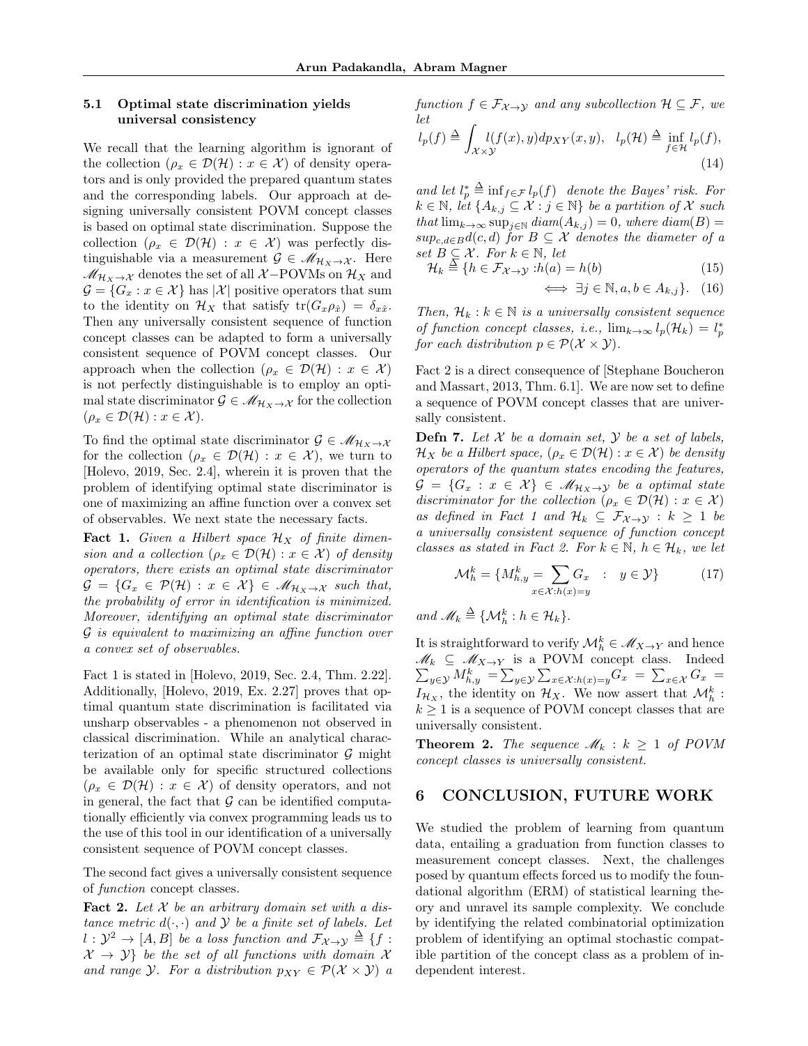### 5.1 Optimal state discrimination yields universal consistency

We recall that the learning algorithm is ignorant of the collection $(\rho_x \in \mathcal{D}(\mathcal{H}) : x \in \mathcal{X})$ of density operators and is only provided the prepared quantum states and the corresponding labels. Our approach at designing universally consistent POVM concept classes is based on optimal state discrimination. Suppose the collection $(\rho_x \in \mathcal{D}(\mathcal{H}) : x \in \mathcal{X})$ was perfectly distinguishable via a measurement $\mathcal{G} \in \mathscr{M}_{\mathcal{H}_X \to \mathcal{X}}$. Here $\mathscr{M}_{\mathcal{H}_X \to \mathcal{X}}$ denotes the set of all $\mathcal{X}-$POVMs on $\mathcal{H}_X$ and $\mathcal{G} = \{G_x : x \in \mathcal{X}\}$ has $|\mathcal{X}|$ positive operators that sum to the identity on $\mathcal{H}_X$ that satisfy $\text{tr}(G_x \rho_{\hat{x}}) = \delta_{x\hat{x}}$. Then any universally consistent sequence of function concept classes can be adapted to form a universally consistent sequence of POVM concept classes. Our approach when the collection $(\rho_x \in \mathcal{D}(\mathcal{H}) : x \in \mathcal{X})$ is not perfectly distinguishable is to employ an optimal state discriminator $\mathcal{G} \in \mathscr{M}_{\mathcal{H}_X \to \mathcal{X}}$ for the collection $(\rho_x \in \mathcal{D}(\mathcal{H}) : x \in \mathcal{X})$.

To find the optimal state discriminator $\mathcal{G} \in \mathscr{M}_{\mathcal{H}_X \to \mathcal{X}}$ for the collection $(\rho_x \in \mathcal{D}(\mathcal{H}) : x \in \mathcal{X})$, we turn to [Holevo, 2019, Sec. 2.4], wherein it is proven that the problem of identifying optimal state discriminator is one of maximizing an affine function over a convex set of observables. We next state the necessary facts.

**Fact 1.** *Given a Hilbert space $\mathcal{H}_X$ of finite dimension and a collection $(\rho_x \in \mathcal{D}(\mathcal{H}) : x \in \mathcal{X})$ of density operators, there exists an optimal state discriminator $\mathcal{G} = \{G_x \in \mathcal{P}(\mathcal{H}) : x \in \mathcal{X}\} \in \mathscr{M}_{\mathcal{H}_X \to \mathcal{X}}$ such that, the probability of error in identification is minimized. Moreover, identifying an optimal state discriminator $\mathcal{G}$ is equivalent to maximizing an affine function over a convex set of observables.*

Fact 1 is stated in [Holevo, 2019, Sec. 2.4, Thm. 2.22]. Additionally, [Holevo, 2019, Ex. 2.27] proves that optimal quantum state discrimination is facilitated via unsharp observables - a phenomenon not observed in classical discrimination. While an analytical characterization of an optimal state discriminator $\mathcal{G}$ might be available only for specific structured collections $(\rho_x \in \mathcal{D}(\mathcal{H}) : x \in \mathcal{X})$ of density operators, and not in general, the fact that $\mathcal{G}$ can be identified computationally efficiently via convex programming leads us to the use of this tool in our identification of a universally consistent sequence of POVM concept classes.

The second fact gives a universally consistent sequence of *function* concept classes.

**Fact 2.** *Let $\mathcal{X}$ be an arbitrary domain set with a distance metric $d(\cdot, \cdot)$ and $\mathcal{Y}$ be a finite set of labels. Let $l : \mathcal{Y}^2 \to [A, B]$ be a loss function and $\mathcal{F}_{\mathcal{X} \to \mathcal{Y}} \triangleq \{f : \mathcal{X} \to \mathcal{Y}\}$ be the set of all functions with domain $\mathcal{X}$ and range $\mathcal{Y}$. For a distribution $p_{XY} \in \mathcal{P}(\mathcal{X} \times \mathcal{Y})$ a function $f \in \mathcal{F}_{\mathcal{X} \to \mathcal{Y}}$ and any subcollection $\mathcal{H} \subseteq \mathcal{F}$, we let*

$$l_p(f) \triangleq \int_{\mathcal{X} \times \mathcal{Y}} l(f(x), y) dp_{XY}(x, y), \quad l_p(\mathcal{H}) \triangleq \inf_{f \in \mathcal{H}} l_p(f), \tag{14}$$

*and let $l_p^* \triangleq \inf_{f \in \mathcal{F}} l_p(f)$ denote the Bayes' risk. For $k \in \mathbb{N}$, let $\{A_{k,j} \subseteq \mathcal{X} : j \in \mathbb{N}\}$ be a partition of $\mathcal{X}$ such that $\lim_{k \to \infty} \sup_{j \in \mathbb{N}} diam(A_{k,j}) = 0$, where $diam(B) = sup_{c,d \in B} d(c, d)$ for $B \subseteq \mathcal{X}$ denotes the diameter of a set $B \subseteq \mathcal{X}$. For $k \in \mathbb{N}$, let*

$$\mathcal{H}_k \triangleq \{h \in \mathcal{F}_{\mathcal{X} \to \mathcal{Y}} : h(a) = h(b) \tag{15}$$

$$\iff \exists j \in \mathbb{N}, a, b \in A_{k,j}\}. \tag{16}$$

*Then, $\mathcal{H}_k : k \in \mathbb{N}$ is a universally consistent sequence of function concept classes, i.e., $\lim_{k \to \infty} l_p(\mathcal{H}_k) = l_p^*$ for each distribution $p \in \mathcal{P}(\mathcal{X} \times \mathcal{Y})$.*

Fact 2 is a direct consequence of [Stephane Boucheron and Massart, 2013, Thm. 6.1]. We are now set to define a sequence of POVM concept classes that are universally consistent.

**Defn 7.** *Let $\mathcal{X}$ be a domain set, $\mathcal{Y}$ be a set of labels, $\mathcal{H}_X$ be a Hilbert space, $(\rho_x \in \mathcal{D}(\mathcal{H}) : x \in \mathcal{X})$ be density operators of the quantum states encoding the features, $\mathcal{G} = \{G_x : x \in \mathcal{X}\} \in \mathscr{M}_{\mathcal{H}_X \to \mathcal{Y}}$ be a optimal state discriminator for the collection $(\rho_x \in \mathcal{D}(\mathcal{H}) : x \in \mathcal{X})$ as defined in Fact 1 and $\mathcal{H}_k \subseteq \mathcal{F}_{\mathcal{X} \to \mathcal{Y}} : k \geq 1$ be a universally consistent sequence of function concept classes as stated in Fact 2. For $k \in \mathbb{N}$, $h \in \mathcal{H}_k$, we let*

$$\mathcal{M}_h^k = \{M_{h,y}^k = \sum_{x \in \mathcal{X} : h(x) = y} G_x \quad : \quad y \in \mathcal{Y}\} \tag{17}$$

*and $\mathscr{M}_k \triangleq \{\mathcal{M}_h^k : h \in \mathcal{H}_k\}$.*

It is straightforward to verify $\mathcal{M}_h^k \in \mathscr{M}_{X \to Y}$ and hence $\mathscr{M}_k \subseteq \mathscr{M}_{X \to Y}$ is a POVM concept class. Indeed $\sum_{y \in \mathcal{Y}} M_{h,y}^k = \sum_{y \in \mathcal{Y}} \sum_{x \in \mathcal{X} : h(x) = y} G_x = \sum_{x \in \mathcal{X}} G_x = I_{\mathcal{H}_X}$, the identity on $\mathcal{H}_X$. We now assert that $\mathcal{M}_h^k : k \geq 1$ is a sequence of POVM concept classes that are universally consistent.

**Theorem 2.** *The sequence $\mathscr{M}_k : k \geq 1$ of POVM concept classes is universally consistent.*

## 6 CONCLUSION, FUTURE WORK

We studied the problem of learning from quantum data, entailing a graduation from function classes to measurement concept classes. Next, the challenges posed by quantum effects forced us to modify the foundational algorithm (ERM) of statistical learning theory and unravel its sample complexity. We conclude by identifying the related combinatorial optimization problem of identifying an optimal stochastic compatible partition of the concept class as a problem of independent interest.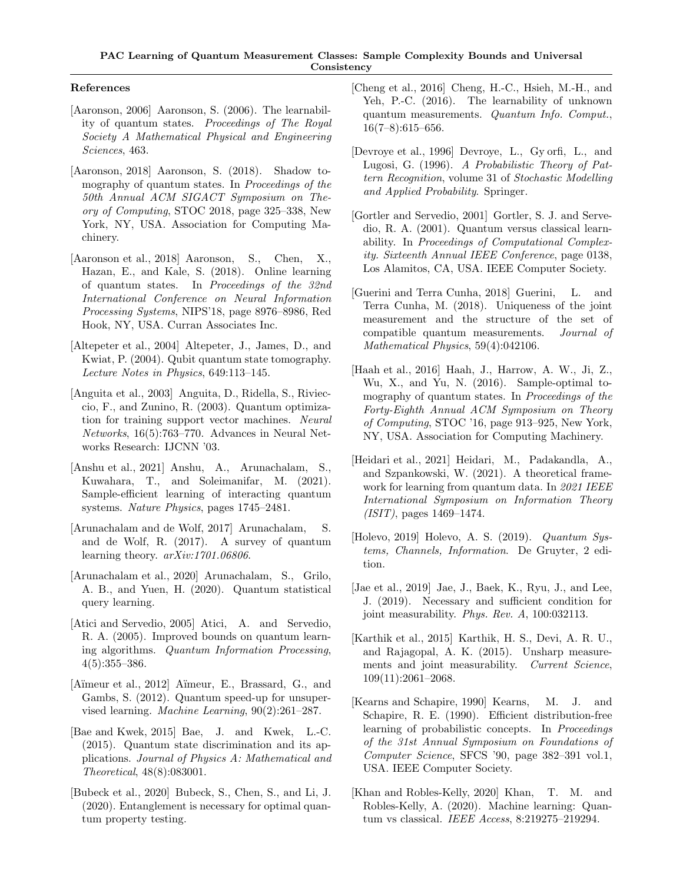## References

[Aaronson, 2006] Aaronson, S. (2006). The learnability of quantum states. *Proceedings of The Royal Society A Mathematical Physical and Engineering Sciences*, 463.

[Aaronson, 2018] Aaronson, S. (2018). Shadow tomography of quantum states. In *Proceedings of the 50th Annual ACM SIGACT Symposium on Theory of Computing*, STOC 2018, page 325–338, New York, NY, USA. Association for Computing Machinery.

[Aaronson et al., 2018] Aaronson, S., Chen, X., Hazan, E., and Kale, S. (2018). Online learning of quantum states. In *Proceedings of the 32nd International Conference on Neural Information Processing Systems*, NIPS'18, page 8976–8986, Red Hook, NY, USA. Curran Associates Inc.

[Altepeter et al., 2004] Altepeter, J., James, D., and Kwiat, P. (2004). Qubit quantum state tomography. *Lecture Notes in Physics*, 649:113–145.

[Anguita et al., 2003] Anguita, D., Ridella, S., Rivieccio, F., and Zunino, R. (2003). Quantum optimization for training support vector machines. *Neural Networks*, 16(5):763–770. Advances in Neural Networks Research: IJCNN '03.

[Anshu et al., 2021] Anshu, A., Arunachalam, S., Kuwahara, T., and Soleimanifar, M. (2021). Sample-efficient learning of interacting quantum systems. *Nature Physics*, pages 1745–2481.

[Arunachalam and de Wolf, 2017] Arunachalam, S. and de Wolf, R. (2017). A survey of quantum learning theory. *arXiv:1701.06806*.

[Arunachalam et al., 2020] Arunachalam, S., Grilo, A. B., and Yuen, H. (2020). Quantum statistical query learning.

[Atici and Servedio, 2005] Atici, A. and Servedio, R. A. (2005). Improved bounds on quantum learning algorithms. *Quantum Information Processing*, 4(5):355–386.

[Aïmeur et al., 2012] Aïmeur, E., Brassard, G., and Gambs, S. (2012). Quantum speed-up for unsupervised learning. *Machine Learning*, 90(2):261–287.

[Bae and Kwek, 2015] Bae, J. and Kwek, L.-C. (2015). Quantum state discrimination and its applications. *Journal of Physics A: Mathematical and Theoretical*, 48(8):083001.

[Bubeck et al., 2020] Bubeck, S., Chen, S., and Li, J. (2020). Entanglement is necessary for optimal quantum property testing.

[Cheng et al., 2016] Cheng, H.-C., Hsieh, M.-H., and Yeh, P.-C. (2016). The learnability of unknown quantum measurements. *Quantum Info. Comput.*, 16(7–8):615–656.

[Devroye et al., 1996] Devroye, L., Gy orfi, L., and Lugosi, G. (1996). *A Probabilistic Theory of Pattern Recognition*, volume 31 of *Stochastic Modelling and Applied Probability*. Springer.

[Gortler and Servedio, 2001] Gortler, S. J. and Servedio, R. A. (2001). Quantum versus classical learnability. In *Proceedings of Computational Complexity. Sixteenth Annual IEEE Conference*, page 0138, Los Alamitos, CA, USA. IEEE Computer Society.

[Guerini and Terra Cunha, 2018] Guerini, L. and Terra Cunha, M. (2018). Uniqueness of the joint measurement and the structure of the set of compatible quantum measurements. *Journal of Mathematical Physics*, 59(4):042106.

[Haah et al., 2016] Haah, J., Harrow, A. W., Ji, Z., Wu, X., and Yu, N. (2016). Sample-optimal tomography of quantum states. In *Proceedings of the Forty-Eighth Annual ACM Symposium on Theory of Computing*, STOC '16, page 913–925, New York, NY, USA. Association for Computing Machinery.

[Heidari et al., 2021] Heidari, M., Padakandla, A., and Szpankowski, W. (2021). A theoretical framework for learning from quantum data. In *2021 IEEE International Symposium on Information Theory (ISIT)*, pages 1469–1474.

[Holevo, 2019] Holevo, A. S. (2019). *Quantum Systems, Channels, Information*. De Gruyter, 2 edition.

[Jae et al., 2019] Jae, J., Baek, K., Ryu, J., and Lee, J. (2019). Necessary and sufficient condition for joint measurability. *Phys. Rev. A*, 100:032113.

[Karthik et al., 2015] Karthik, H. S., Devi, A. R. U., and Rajagopal, A. K. (2015). Unsharp measurements and joint measurability. *Current Science*, 109(11):2061–2068.

[Kearns and Schapire, 1990] Kearns, M. J. and Schapire, R. E. (1990). Efficient distribution-free learning of probabilistic concepts. In *Proceedings of the 31st Annual Symposium on Foundations of Computer Science*, SFCS '90, page 382–391 vol.1, USA. IEEE Computer Society.

[Khan and Robles-Kelly, 2020] Khan, T. M. and Robles-Kelly, A. (2020). Machine learning: Quantum vs classical. *IEEE Access*, 8:219275–219294.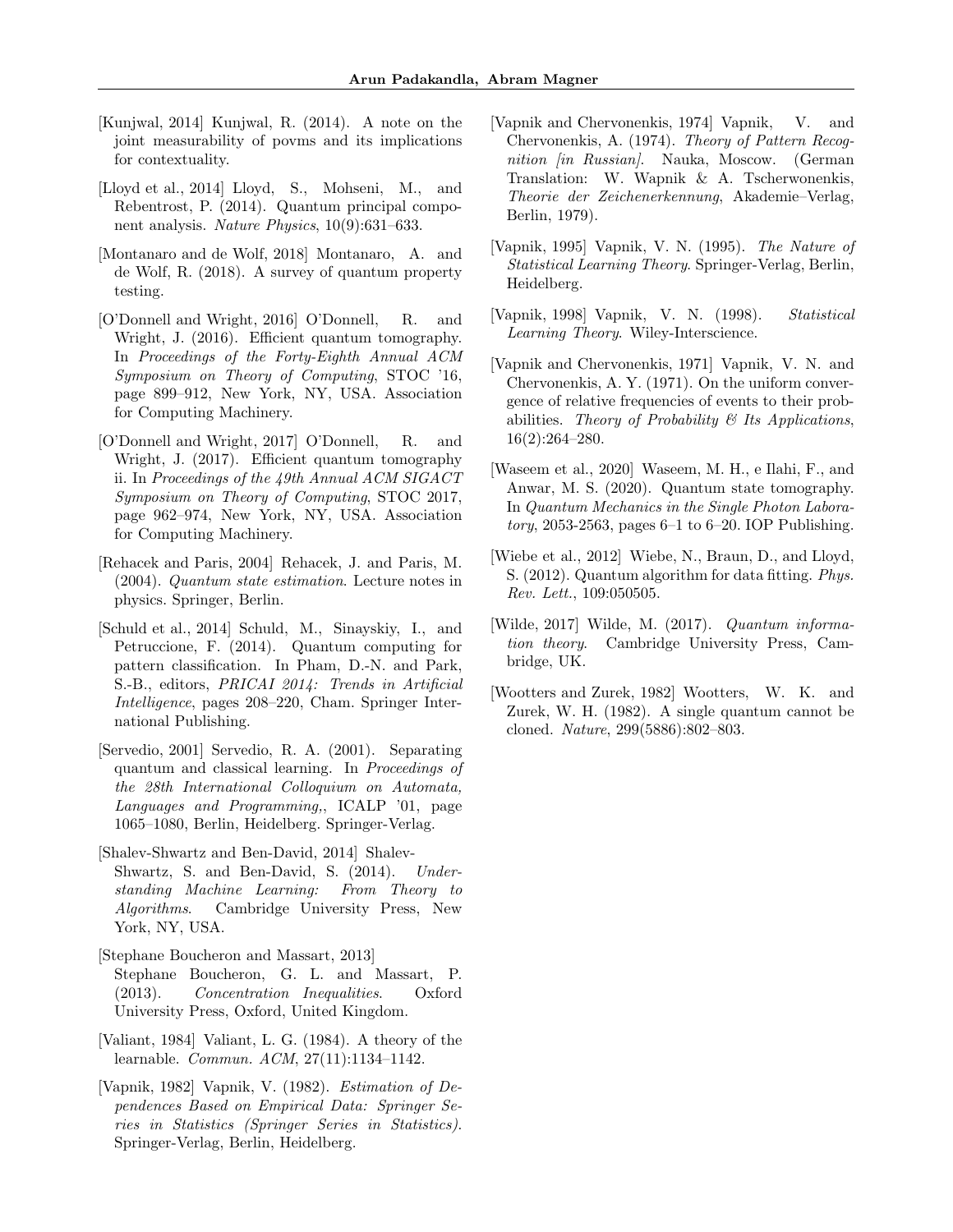[Kunjwal, 2014] Kunjwal, R. (2014). A note on the joint measurability of povms and its implications for contextuality.

[Lloyd et al., 2014] Lloyd, S., Mohseni, M., and Rebentrost, P. (2014). Quantum principal component analysis. *Nature Physics*, 10(9):631–633.

[Montanaro and de Wolf, 2018] Montanaro, A. and de Wolf, R. (2018). A survey of quantum property testing.

[O'Donnell and Wright, 2016] O'Donnell, R. and Wright, J. (2016). Efficient quantum tomography. In *Proceedings of the Forty-Eighth Annual ACM Symposium on Theory of Computing*, STOC '16, page 899–912, New York, NY, USA. Association for Computing Machinery.

[O'Donnell and Wright, 2017] O'Donnell, R. and Wright, J. (2017). Efficient quantum tomography ii. In *Proceedings of the 49th Annual ACM SIGACT Symposium on Theory of Computing*, STOC 2017, page 962–974, New York, NY, USA. Association for Computing Machinery.

[Rehacek and Paris, 2004] Rehacek, J. and Paris, M. (2004). *Quantum state estimation*. Lecture notes in physics. Springer, Berlin.

[Schuld et al., 2014] Schuld, M., Sinayskiy, I., and Petruccione, F. (2014). Quantum computing for pattern classification. In Pham, D.-N. and Park, S.-B., editors, *PRICAI 2014: Trends in Artificial Intelligence*, pages 208–220, Cham. Springer International Publishing.

[Servedio, 2001] Servedio, R. A. (2001). Separating quantum and classical learning. In *Proceedings of the 28th International Colloquium on Automata, Languages and Programming,*, ICALP '01, page 1065–1080, Berlin, Heidelberg. Springer-Verlag.

[Shalev-Shwartz and Ben-David, 2014] Shalev-Shwartz, S. and Ben-David, S. (2014). *Understanding Machine Learning: From Theory to Algorithms*. Cambridge University Press, New York, NY, USA.

[Stephane Boucheron and Massart, 2013] Stephane Boucheron, G. L. and Massart, P. (2013). *Concentration Inequalities*. Oxford University Press, Oxford, United Kingdom.

[Valiant, 1984] Valiant, L. G. (1984). A theory of the learnable. *Commun. ACM*, 27(11):1134–1142.

[Vapnik, 1982] Vapnik, V. (1982). *Estimation of Dependences Based on Empirical Data: Springer Series in Statistics (Springer Series in Statistics)*. Springer-Verlag, Berlin, Heidelberg.

[Vapnik and Chervonenkis, 1974] Vapnik, V. and Chervonenkis, A. (1974). *Theory of Pattern Recognition [in Russian]*. Nauka, Moscow. (German Translation: W. Wapnik & A. Tscherwonenkis, *Theorie der Zeichenerkennung*, Akademie–Verlag, Berlin, 1979).

[Vapnik, 1995] Vapnik, V. N. (1995). *The Nature of Statistical Learning Theory*. Springer-Verlag, Berlin, Heidelberg.

[Vapnik, 1998] Vapnik, V. N. (1998). *Statistical Learning Theory*. Wiley-Interscience.

[Vapnik and Chervonenkis, 1971] Vapnik, V. N. and Chervonenkis, A. Y. (1971). On the uniform convergence of relative frequencies of events to their probabilities. *Theory of Probability & Its Applications*, 16(2):264–280.

[Waseem et al., 2020] Waseem, M. H., e Ilahi, F., and Anwar, M. S. (2020). Quantum state tomography. In *Quantum Mechanics in the Single Photon Laboratory*, 2053-2563, pages 6–1 to 6–20. IOP Publishing.

[Wiebe et al., 2012] Wiebe, N., Braun, D., and Lloyd, S. (2012). Quantum algorithm for data fitting. *Phys. Rev. Lett.*, 109:050505.

[Wilde, 2017] Wilde, M. (2017). *Quantum information theory*. Cambridge University Press, Cambridge, UK.

[Wootters and Zurek, 1982] Wootters, W. K. and Zurek, W. H. (1982). A single quantum cannot be cloned. *Nature*, 299(5886):802–803.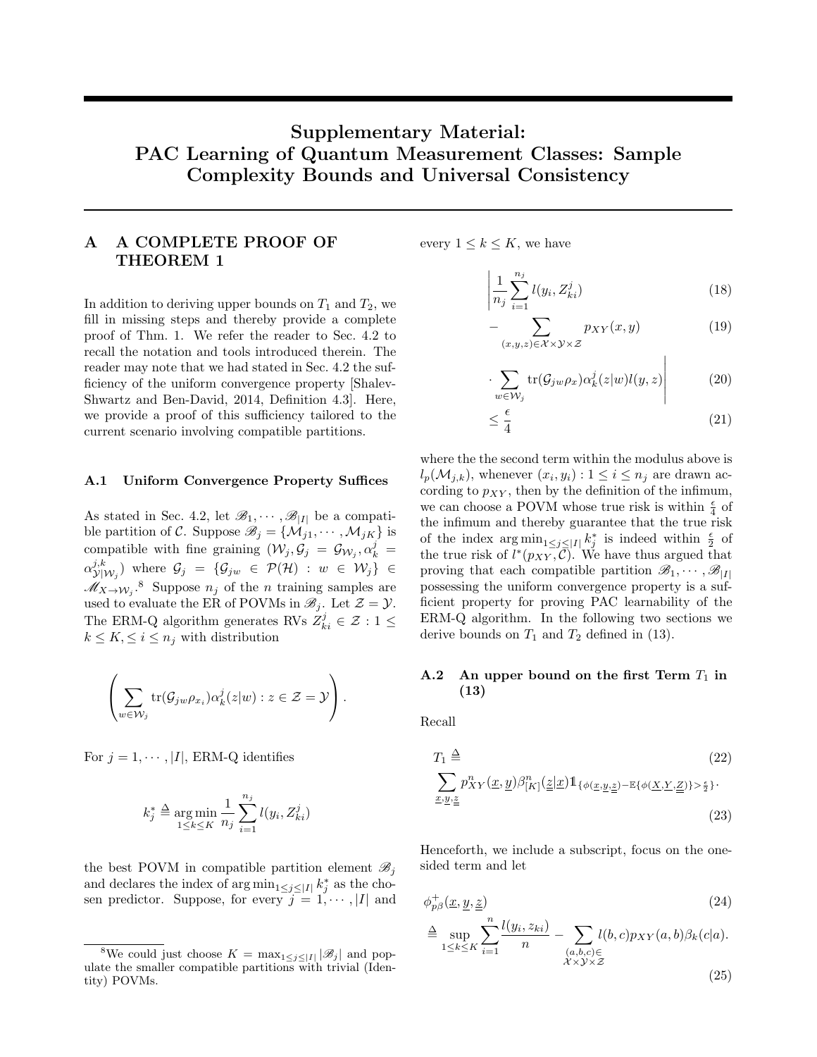# Supplementary Material: PAC Learning of Quantum Measurement Classes: Sample Complexity Bounds and Universal Consistency

## A A COMPLETE PROOF OF THEOREM 1

In addition to deriving upper bounds on $T_1$ and $T_2$, we fill in missing steps and thereby provide a complete proof of Thm. 1. We refer the reader to Sec. 4.2 to recall the notation and tools introduced therein. The reader may note that we had stated in Sec. 4.2 the sufficiency of the uniform convergence property [Shalev-Shwartz and Ben-David, 2014, Definition 4.3]. Here, we provide a proof of this sufficiency tailored to the current scenario involving compatible partitions.

### A.1 Uniform Convergence Property Suffices

As stated in Sec. 4.2, let $\mathscr{B}_1, \cdots, \mathscr{B}_{|I|}$ be a compatible partition of $\mathcal{C}$. Suppose $\mathscr{B}_j = \{\mathcal{M}_{j1}, \cdots, \mathcal{M}_{jK}\}$ is compatible with fine graining $(\mathcal{W}_j, \mathcal{G}_j = \mathcal{G}_{\mathcal{W}_j}, \alpha_k^j = \alpha_{\mathcal{Y}|\mathcal{W}_j}^{j,k})$ where $\mathcal{G}_j = \{\mathcal{G}_{jw} \in \mathcal{P}(\mathcal{H}) : w \in \mathcal{W}_j\} \in \mathscr{M}_{\mathcal{X}\to\mathcal{W}_j}$.[8] Suppose $n_j$ of the $n$ training samples are used to evaluate the ER of POVMs in $\mathscr{B}_j$. Let $\mathcal{Z} = \mathcal{Y}$. The ERM-Q algorithm generates RVs $Z_{ki}^j \in \mathcal{Z} : 1 \leq k \leq K, \leq i \leq n_j$ with distribution

$$\left( \sum_{w \in \mathcal{W}_j} \operatorname{tr}(\mathcal{G}_{jw}\rho_{x_i})\alpha_k^j(z|w) : z \in \mathcal{Z} = \mathcal{Y} \right).$$

For $j = 1, \cdots, |I|$, ERM-Q identifies

$$k_j^* \triangleq \operatorname*{arg\,min}_{1 \leq k \leq K} \frac{1}{n_j} \sum_{i=1}^{n_j} l(y_i, Z_{ki}^j)$$

the best POVM in compatible partition element $\mathscr{B}_j$ and declares the index of $\arg\min_{1 \leq j \leq |I|} k_j^*$ as the chosen predictor. Suppose, for every $j = 1, \cdots, |I|$ and every $1 \leq k \leq K$, we have

$$\left| \frac{1}{n_j} \sum_{i=1}^{n_j} l(y_i, Z_{ki}^j) \right. \tag{18}$$

$$- \sum_{(x,y,z) \in \mathcal{X}\times\mathcal{Y}\times\mathcal{Z}} p_{XY}(x,y) \tag{19}$$

$$\left. \cdot \sum_{w \in \mathcal{W}_j} \operatorname{tr}(\mathcal{G}_{jw}\rho_x)\alpha_k^j(z|w)l(y,z) \right| \tag{20}$$

$$\leq \frac{\epsilon}{4} \tag{21}$$

where the the second term within the modulus above is $l_p(\mathcal{M}_{j,k})$, whenever $(x_i, y_i) : 1 \leq i \leq n_j$ are drawn according to $p_{XY}$, then by the definition of the infimum, we can choose a POVM whose true risk is within $\frac{\epsilon}{4}$ of the infimum and thereby guarantee that the true risk of the index $\arg\min_{1 \leq j \leq |I|} k_j^*$ is indeed within $\frac{\epsilon}{2}$ of the true risk of $l^*(p_{XY}, \mathcal{C})$. We have thus argued that proving that each compatible partition $\mathscr{B}_1, \cdots, \mathscr{B}_{|I|}$ possessing the uniform convergence property is a sufficient property for proving PAC learnability of the ERM-Q algorithm. In the following two sections we derive bounds on $T_1$ and $T_2$ defined in (13).

### A.2 An upper bound on the first Term $T_1$ in (13)

Recall

$$T_1 \triangleq \tag{22}$$

$$\sum_{\underline{x},\underline{y},\underline{\underline{z}}} p_{XY}^n(\underline{x},\underline{y})\beta_{[K]}^n(\underline{\underline{z}}|\underline{x})\mathbb{1}_{\{\phi(\underline{x},\underline{y},\underline{\underline{z}})-\mathbb{E}\{\phi(\underline{X},\underline{Y},\underline{\underline{Z}})\}>\frac{\epsilon}{2}\}}. \tag{23}$$

Henceforth, we include a subscript, focus on the one-sided term and let

$$\phi_{p\beta}^+(\underline{x},\underline{y},\underline{z}) \tag{24}$$

$$\triangleq \sup_{1 \leq k \leq K} \sum_{i=1}^{n} \frac{l(y_i, z_{ki})}{n} - \sum_{\substack{(a,b,c)\in \\ \mathcal{X}\times\mathcal{Y}\times\mathcal{Z}}} l(b,c)p_{XY}(a,b)\beta_k(c|a). \tag{25}$$

[8] We could just choose $K = \max_{1 \leq j \leq |I|} |\mathscr{B}_j|$ and populate the smaller compatible partitions with trivial (Identity) POVMs.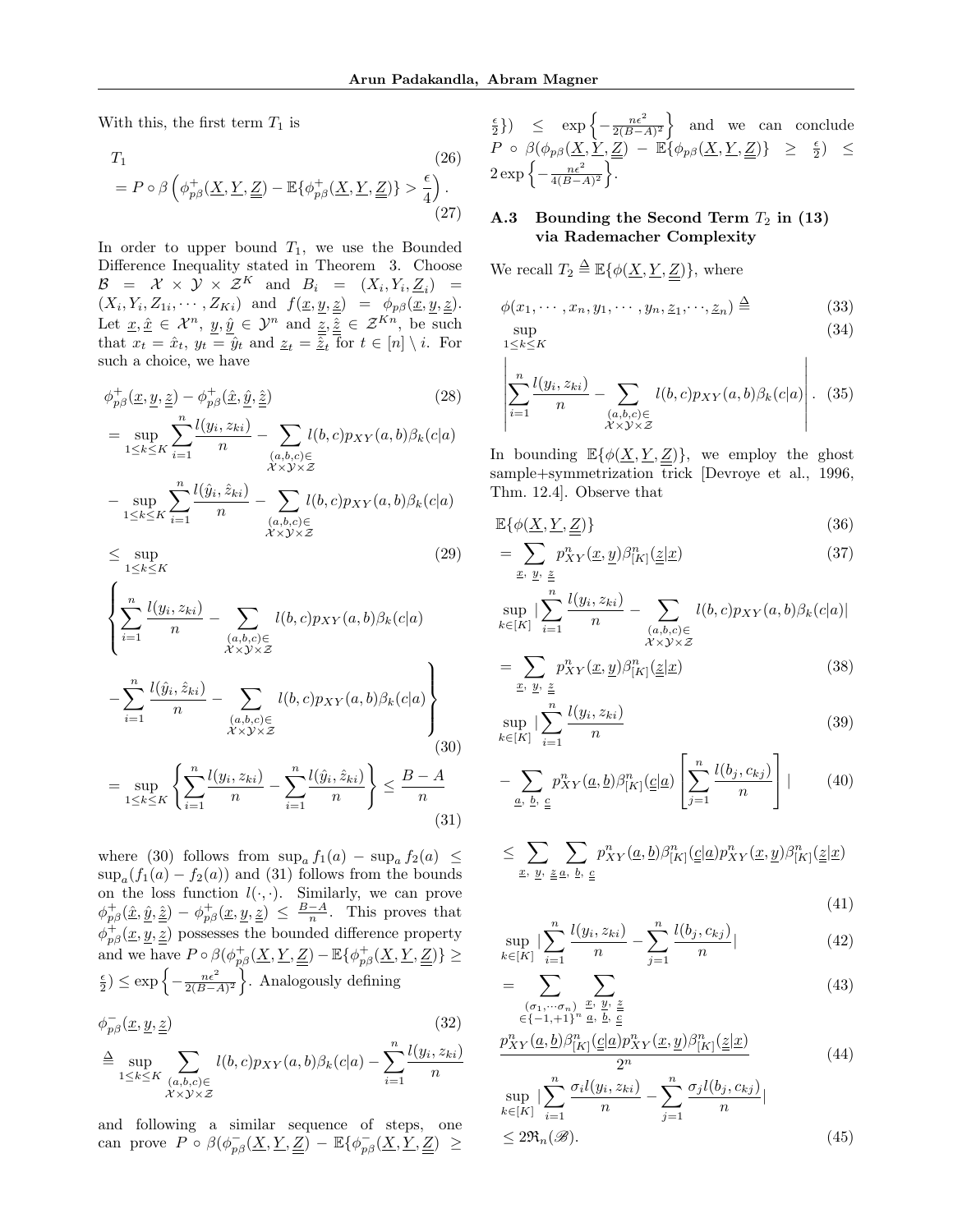With this, the first term $T_1$ is

$$
\begin{aligned}
&T_1 &(26)\\
&= P \circ \beta\left(\phi^+_{p\beta}(\underline{X},\underline{Y},\underline{\underline{Z}}) - \mathbb{E}\{\phi^+_{p\beta}(\underline{X},\underline{Y},\underline{\underline{Z}})\} > \frac{\epsilon}{4}\right). &(27)
\end{aligned}
$$

In order to upper bound $T_1$, we use the Bounded Difference Inequality stated in Theorem 3. Choose $\mathcal{B} = \mathcal{X} \times \mathcal{Y} \times \mathcal{Z}^K$ and $B_i = (X_i, Y_i, \underline{Z}_i) = (X_i, Y_i, Z_{1i}, \cdots, Z_{Ki})$ and $f(\underline{x},\underline{y},\underline{\underline{z}}) = \phi_{p\beta}(\underline{x},\underline{y},\underline{\underline{z}})$. Let $\underline{x}, \hat{\underline{x}} \in \mathcal{X}^n$, $\underline{y}, \hat{\underline{y}} \in \mathcal{Y}^n$ and $\underline{\underline{z}}, \hat{\underline{\underline{z}}} \in \mathcal{Z}^{Kn}$, be such that $x_t = \hat{x}_t$, $y_t = \hat{y}_t$ and $\underline{z}_t = \hat{\underline{z}}_t$ for $t \in [n] \setminus i$. For such a choice, we have

$$
\begin{aligned}
&\phi^+_{p\beta}(\underline{x},\underline{y},\underline{z}) - \phi^+_{p\beta}(\hat{\underline{x}},\hat{\underline{y}},\hat{\underline{z}}) &(28)\\
&= \sup_{1\le k\le K} \sum_{i=1}^n \frac{l(y_i,z_{ki})}{n} - \sum_{\substack{(a,b,c)\in\\ \mathcal{X}\times\mathcal{Y}\times\mathcal{Z}}} l(b,c)p_{XY}(a,b)\beta_k(c|a) \\
&\quad - \sup_{1\le k\le K} \sum_{i=1}^n \frac{l(\hat{y}_i,\hat{z}_{ki})}{n} - \sum_{\substack{(a,b,c)\in\\ \mathcal{X}\times\mathcal{Y}\times\mathcal{Z}}} l(b,c)p_{XY}(a,b)\beta_k(c|a) \\
&\le \sup_{1\le k\le K} &(29)\\
&\quad \left\{ \sum_{i=1}^n \frac{l(y_i,z_{ki})}{n} - \sum_{\substack{(a,b,c)\in\\ \mathcal{X}\times\mathcal{Y}\times\mathcal{Z}}} l(b,c)p_{XY}(a,b)\beta_k(c|a) \right.\\
&\quad \left. -\sum_{i=1}^n \frac{l(\hat{y}_i,\hat{z}_{ki})}{n} - \sum_{\substack{(a,b,c)\in\\ \mathcal{X}\times\mathcal{Y}\times\mathcal{Z}}} l(b,c)p_{XY}(a,b)\beta_k(c|a) \right\} &(30)\\
&= \sup_{1\le k\le K}\left\{ \sum_{i=1}^n \frac{l(y_i,z_{ki})}{n} - \sum_{i=1}^n \frac{l(\hat{y}_i,\hat{z}_{ki})}{n}\right\} \le \frac{B-A}{n} &(31)
\end{aligned}
$$

where (30) follows from $\sup_a f_1(a) - \sup_a f_2(a) \le \sup_a(f_1(a) - f_2(a))$ and (31) follows from the bounds on the loss function $l(\cdot,\cdot)$. Similarly, we can prove $\phi^+_{p\beta}(\hat{\underline{x}},\hat{\underline{y}},\hat{\underline{z}}) - \phi^+_{p\beta}(\underline{x},\underline{y},\underline{z}) \le \frac{B-A}{n}$. This proves that $\phi^+_{p\beta}(\underline{x},\underline{y},\underline{z})$ possesses the bounded difference property and we have $P\circ\beta(\phi^+_{p\beta}(\underline{X},\underline{Y},\underline{Z}) - \mathbb{E}\{\phi^+_{p\beta}(\underline{X},\underline{Y},\underline{Z})\} \ge \frac{\epsilon}{2}) \le \exp\left\{-\frac{n\epsilon^2}{2(B-A)^2}\right\}$. Analogously defining

$$
\begin{aligned}
&\phi^-_{p\beta}(\underline{x},\underline{y},\underline{z}) &(32)\\
&\triangleq \sup_{1\le k\le K} \sum_{\substack{(a,b,c)\in\\ \mathcal{X}\times\mathcal{Y}\times\mathcal{Z}}} l(b,c)p_{XY}(a,b)\beta_k(c|a) - \sum_{i=1}^n \frac{l(y_i,z_{ki})}{n}
\end{aligned}
$$

and following a similar sequence of steps, one can prove $P\circ\beta(\phi^-_{p\beta}(\underline{X},\underline{Y},\underline{Z}) - \mathbb{E}\{\phi^-_{p\beta}(\underline{X},\underline{Y},\underline{Z}) \ge \frac{\epsilon}{2}\}) \le \exp\left\{-\frac{n\epsilon^2}{2(B-A)^2}\right\}$ and we can conclude $P\circ\beta(\phi_{p\beta}(\underline{X},\underline{Y},\underline{\underline{Z}}) - \mathbb{E}\{\phi_{p\beta}(\underline{X},\underline{Y},\underline{\underline{Z}})\} \ge \frac{\epsilon}{2}) \le 2\exp\left\{-\frac{n\epsilon^2}{4(B-A)^2}\right\}$.

### A.3 Bounding the Second Term $T_2$ in (13) via Rademacher Complexity

We recall $T_2 \triangleq \mathbb{E}\{\phi(\underline{X},\underline{Y},\underline{\underline{Z}})\}$, where

$$
\begin{aligned}
&\phi(x_1,\cdots,x_n,y_1,\cdots,y_n,\underline{z}_1,\cdots,\underline{z}_n) \triangleq &(33)\\
&\sup_{1\le k\le K} &(34)\\
&\left| \sum_{i=1}^n \frac{l(y_i,z_{ki})}{n} - \sum_{\substack{(a,b,c)\in\\ \mathcal{X}\mathcal{Y}\times\mathcal{Z}}} l(b,c)p_{XY}(a,b)\beta_k(c|a)\right|. &(35)
\end{aligned}
$$

In bounding $\mathbb{E}\{\phi(\underline{X},\underline{Y},\underline{\underline{Z}})\}$, we employ the ghost sample+symmetrization trick [Devroye et al., 1996, Thm. 12.4]. Observe that

$$
\begin{aligned}
&\mathbb{E}\{\phi(\underline{X},\underline{Y},\underline{\underline{Z}})\} &(36)\\
&= \sum_{\underline{x},\,\underline{y},\,\underline{\underline{z}}} p^n_{XY}(\underline{x},\underline{y})\beta^n_{[K]}(\underline{\underline{z}}|\underline{x}) &(37)\\
&\sup_{k\in[K]} \left|\sum_{i=1}^n \frac{l(y_i,z_{ki})}{n} - \sum_{\substack{(a,b,c)\in\\ \mathcal{X}\times\mathcal{Y}\times\mathcal{Z}}} l(b,c)p_{XY}(a,b)\beta_k(c|a)\right| \\
&= \sum_{\underline{x},\,\underline{y},\,\underline{\underline{z}}} p^n_{XY}(\underline{x},\underline{y})\beta^n_{[K]}(\underline{\underline{z}}|\underline{x}) &(38)\\
&\sup_{k\in[K]} \left|\sum_{i=1}^n \frac{l(y_i,z_{ki})}{n}\right. &(39)\\
&\left. - \sum_{\underline{a},\,\underline{b},\,\underline{\underline{c}}} p^n_{XY}(\underline{a},\underline{b})\beta^n_{[K]}(\underline{\underline{c}}|\underline{a}) \left[\sum_{j=1}^n \frac{l(b_j,c_{kj})}{n}\right] \right| &(40)\\
&\le \sum_{\underline{x},\,\underline{y},\,\underline{\underline{z}}} \sum_{\underline{a},\,\underline{b},\,\underline{\underline{c}}} p^n_{XY}(\underline{a},\underline{b})\beta^n_{[K]}(\underline{\underline{c}}|\underline{a}) p^n_{XY}(\underline{x},\underline{y})\beta^n_{[K]}(\underline{\underline{z}}|\underline{x}) &(41)\\
&\sup_{k\in[K]} \left|\sum_{i=1}^n \frac{l(y_i,z_{ki})}{n} - \sum_{j=1}^n \frac{l(b_j,c_{kj})}{n}\right| &(42)\\
&= \sum_{\substack{(\sigma_1,\cdots\sigma_n)\\ \in\{-1,+1\}^n}} \sum_{\substack{\underline{x},\,\underline{y},\,\underline{\underline{z}}\\ \underline{a},\,\underline{b},\,\underline{\underline{c}}}} &(43)\\
&\frac{p^n_{XY}(\underline{a},\underline{b})\beta^n_{[K]}(\underline{\underline{c}}|\underline{a}) p^n_{XY}(\underline{x},\underline{y})\beta^n_{[K]}(\underline{\underline{z}}|\underline{x})}{2^n} &(44)\\
&\sup_{k\in[K]} \left|\sum_{i=1}^n \frac{\sigma_i l(y_i,z_{ki})}{n} - \sum_{j=1}^n \frac{\sigma_j l(b_j,c_{kj})}{n}\right| \\
&\le 2\mathfrak{R}_n(\mathscr{B}). &(45)
\end{aligned}
$$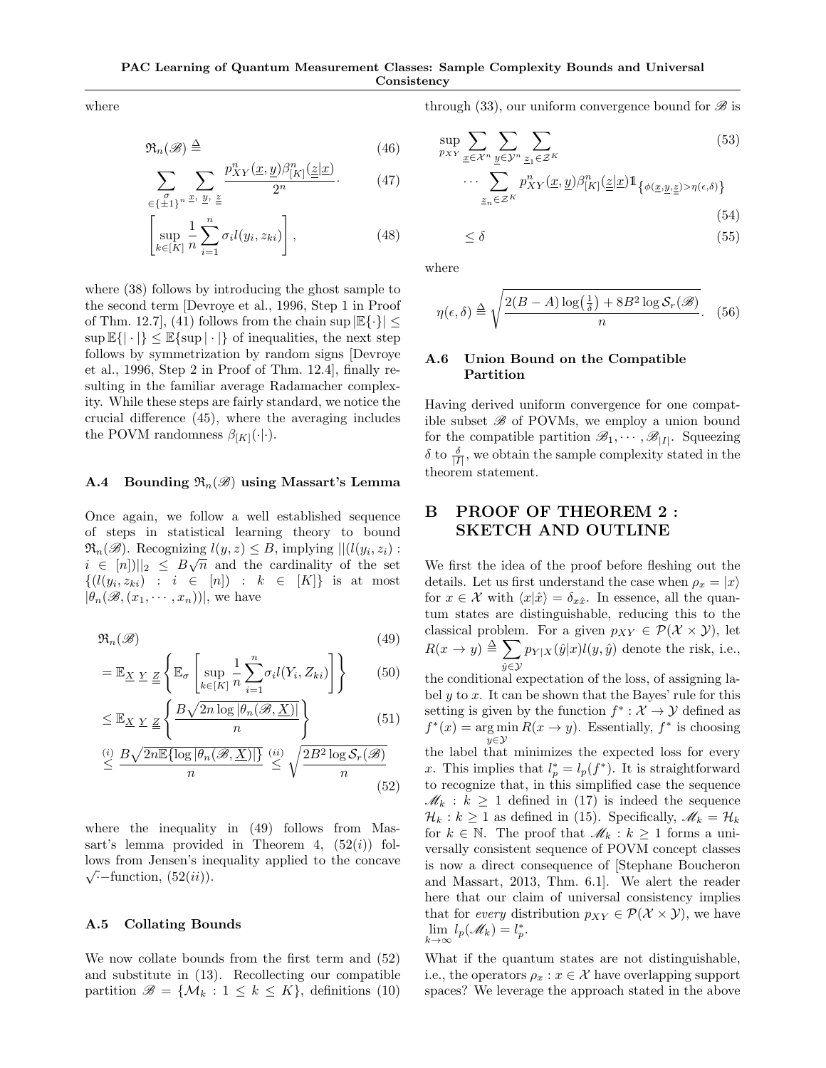where

$$\mathfrak{R}_n(\mathscr{B}) \triangleq \tag{46}$$

$$\sum_{\sigma \in \{\pm 1\}^n} \sum_{\underline{x},\, \underline{y},\, \underline{\underline{z}}} \frac{p^n_{XY}(\underline{x},\underline{y})\beta^n_{[K]}(\underline{\underline{z}}|\underline{x})}{2^n} \cdot \tag{47}$$

$$\left[\sup_{k\in[K]} \frac{1}{n}\sum_{i=1}^{n} \sigma_i l(y_i, z_{ki})\right], \tag{48}$$

where (38) follows by introducing the ghost sample to the second term [Devroye et al., 1996, Step 1 in Proof of Thm. 12.7], (41) follows from the chain $\sup|\mathbb{E}\{\cdot\}| \leq \sup \mathbb{E}\{|\cdot|\} \leq \mathbb{E}\{\sup|\cdot|\}$ of inequalities, the next step follows by symmetrization by random signs [Devroye et al., 1996, Step 2 in Proof of Thm. 12.4], finally resulting in the familiar average Radamacher complexity. While these steps are fairly standard, we notice the crucial difference (45), where the averaging includes the POVM randomness $\beta_{[K]}(\cdot|\cdot)$.

### A.4 Bounding $\mathfrak{R}_n(\mathscr{B})$ using Massart's Lemma

Once again, we follow a well established sequence of steps in statistical learning theory to bound $\mathfrak{R}_n(\mathscr{B})$. Recognizing $l(y,z) \leq B$, implying $||(l(y_i, z_i) : i \in [n])||_2 \leq B\sqrt{n}$ and the cardinality of the set $\{(l(y_i, z_{ki}) : i \in [n]) : k \in [K]\}$ is at most $|\theta_n(\mathscr{B}, (x_1, \cdots, x_n))|$, we have

$$\mathfrak{R}_n(\mathscr{B}) \tag{49}$$

$$= \mathbb{E}_{\underline{X}\ \underline{Y}\ \underline{\underline{Z}}}\left\{\mathbb{E}_\sigma\left[\sup_{k\in[K]}\frac{1}{n}\sum_{i=1}^{n}\sigma_i l(Y_i, Z_{ki})\right]\right\} \tag{50}$$

$$\leq \mathbb{E}_{\underline{X}\ \underline{Y}\ \underline{\underline{Z}}}\left\{\frac{B\sqrt{2n\log|\theta_n(\mathscr{B},\underline{X})|}}{n}\right\} \tag{51}$$

$$\overset{(i)}{\leq} \frac{B\sqrt{2n\mathbb{E}\{\log|\theta_n(\mathscr{B},\underline{X})|\}}}{n} \overset{(ii)}{\leq} \sqrt{\frac{2B^2\log \mathcal{S}_r(\mathscr{B})}{n}} \tag{52}$$

where the inequality in (49) follows from Massart's lemma provided in Theorem 4, $(52(i))$ follows from Jensen's inequality applied to the concave $\sqrt{\cdot}-$function, $(52(ii))$.

### A.5 Collating Bounds

We now collate bounds from the first term and (52) and substitute in (13). Recollecting our compatible partition $\mathscr{B} = \{\mathcal{M}_k : 1 \leq k \leq K\}$, definitions (10) through (33), our uniform convergence bound for $\mathscr{B}$ is

$$\sup_{p_{XY}} \sum_{\underline{x}\in\mathcal{X}^n}\sum_{\underline{y}\in\mathcal{Y}^n}\sum_{\underline{z}_1\in\mathcal{Z}^K} \tag{53}$$

$$\cdots \sum_{\underline{z}_n\in\mathcal{Z}^K} p^n_{XY}(\underline{x},\underline{y})\beta^n_{[K]}(\underline{\underline{z}}|\underline{x})\mathbb{1}_{\{\phi(\underline{x},\underline{y},\underline{\underline{z}})>\eta(\epsilon,\delta)\}} \tag{54}$$

$$\leq \delta \tag{55}$$

where

$$\eta(\epsilon,\delta) \triangleq \sqrt{\frac{2(B-A)\log\left(\frac{1}{\delta}\right) + 8B^2\log \mathcal{S}_r(\mathscr{B})}{n}}. \tag{56}$$

### A.6 Union Bound on the Compatible Partition

Having derived uniform convergence for one compatible subset $\mathscr{B}$ of POVMs, we employ a union bound for the compatible partition $\mathscr{B}_1, \cdots, \mathscr{B}_{|I|}$. Squeezing $\delta$ to $\frac{\delta}{|I|}$, we obtain the sample complexity stated in the theorem statement.

## B PROOF OF THEOREM 2 : SKETCH AND OUTLINE

We first the idea of the proof before fleshing out the details. Let us first understand the case when $\rho_x = |x\rangle$ for $x \in \mathcal{X}$ with $\langle x|\hat{x}\rangle = \delta_{x\hat{x}}$. In essence, all the quantum states are distinguishable, reducing this to the classical problem. For a given $p_{XY} \in \mathcal{P}(\mathcal{X}\times\mathcal{Y})$, let $R(x \to y) \triangleq \sum_{\hat{y}\in\mathcal{Y}} p_{Y|X}(\hat{y}|x)l(y,\hat{y})$ denote the risk, i.e., the conditional expectation of the loss, of assigning label $y$ to $x$. It can be shown that the Bayes' rule for this setting is given by the function $f^* : \mathcal{X} \to \mathcal{Y}$ defined as $f^*(x) = \arg\min_{y\in\mathcal{Y}} R(x \to y)$. Essentially, $f^*$ is choosing the label that minimizes the expected loss for every $x$. This implies that $l_p^* = l_p(f^*)$. It is straightforward to recognize that, in this simplified case the sequence $\mathcal{M}_k : k \geq 1$ defined in (17) is indeed the sequence $\mathcal{H}_k : k \geq 1$ as defined in (15). Specifically, $\mathcal{M}_k = \mathcal{H}_k$ for $k \in \mathbb{N}$. The proof that $\mathcal{M}_k : k \geq 1$ forms a universally consistent sequence of POVM concept classes is now a direct consequence of [Stephane Boucheron and Massart, 2013, Thm. 6.1]. We alert the reader here that our claim of universal consistency implies that for *every* distribution $p_{XY} \in \mathcal{P}(\mathcal{X}\times\mathcal{Y})$, we have $\lim_{k\to\infty} l_p(\mathcal{M}_k) = l_p^*$.

What if the quantum states are not distinguishable, i.e., the operators $\rho_x : x \in \mathcal{X}$ have overlapping support spaces? We leverage the approach stated in the above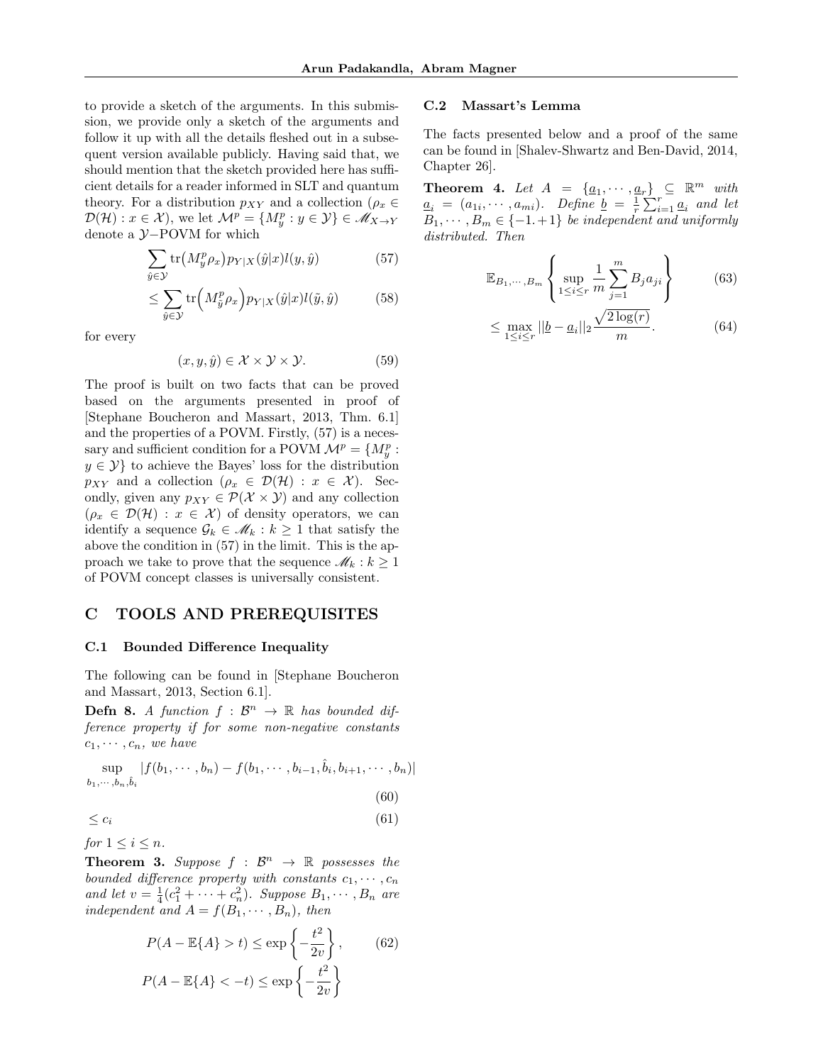to provide a sketch of the arguments. In this submission, we provide only a sketch of the arguments and follow it up with all the details fleshed out in a subsequent version available publicly. Having said that, we should mention that the sketch provided here has sufficient details for a reader informed in SLT and quantum theory. For a distribution $p_{XY}$ and a collection $(\rho_x \in \mathcal{D}(\mathcal{H}) : x \in \mathcal{X})$, we let $\mathcal{M}^p = \{M_y^p : y \in \mathcal{Y}\} \in \mathscr{M}_{X\to Y}$ denote a $\mathcal{Y}-$POVM for which

$$\sum_{\hat{y}\in\mathcal{Y}} \operatorname{tr}\big(M_y^p \rho_x\big) p_{Y|X}(\hat{y}|x) l(y,\hat{y}) \tag{57}$$

$$\leq \sum_{\hat{y}\in\mathcal{Y}} \operatorname{tr}\Big(M_{\tilde{y}}^p \rho_x\Big) p_{Y|X}(\hat{y}|x) l(\tilde{y},\hat{y}) \tag{58}$$

for every

$$(x, y, \hat{y}) \in \mathcal{X} \times \mathcal{Y} \times \mathcal{Y}. \tag{59}$$

The proof is built on two facts that can be proved based on the arguments presented in proof of [Stephane Boucheron and Massart, 2013, Thm. 6.1] and the properties of a POVM. Firstly, (57) is a necessary and sufficient condition for a POVM $\mathcal{M}^p = \{M_y^p : y \in \mathcal{Y}\}$ to achieve the Bayes' loss for the distribution $p_{XY}$ and a collection $(\rho_x \in \mathcal{D}(\mathcal{H}) : x \in \mathcal{X})$. Secondly, given any $p_{XY} \in \mathcal{P}(\mathcal{X} \times \mathcal{Y})$ and any collection $(\rho_x \in \mathcal{D}(\mathcal{H}) : x \in \mathcal{X})$ of density operators, we can identify a sequence $\mathcal{G}_k \in \mathscr{M}_k : k \geq 1$ that satisfy the above the condition in (57) in the limit. This is the approach we take to prove that the sequence $\mathscr{M}_k : k \geq 1$ of POVM concept classes is universally consistent.

## C TOOLS AND PREREQUISITES

### C.1 Bounded Difference Inequality

The following can be found in [Stephane Boucheron and Massart, 2013, Section 6.1].

**Defn 8.** *A function $f : \mathcal{B}^n \to \mathbb{R}$ has bounded difference property if for some non-negative constants $c_1, \cdots, c_n$, we have*

$$\sup_{b_1,\cdots,b_n,\hat{b}_i} |f(b_1,\cdots,b_n) - f(b_1,\cdots,b_{i-1},\hat{b}_i,b_{i+1},\cdots,b_n)| \tag{60}$$

$$\leq c_i \tag{61}$$

*for $1 \leq i \leq n$.*

**Theorem 3.** *Suppose $f : \mathcal{B}^n \to \mathbb{R}$ possesses the bounded difference property with constants $c_1, \cdots, c_n$ and let $v = \frac{1}{4}(c_1^2 + \cdots + c_n^2)$. Suppose $B_1, \cdots, B_n$ are independent and $A = f(B_1, \cdots, B_n)$, then*

$$P(A - \mathbb{E}\{A\} > t) \leq \exp\left\{-\frac{t^2}{2v}\right\}, \tag{62}$$

$$P(A - \mathbb{E}\{A\} < -t) \leq \exp\left\{-\frac{t^2}{2v}\right\}$$

### C.2 Massart's Lemma

The facts presented below and a proof of the same can be found in [Shalev-Shwartz and Ben-David, 2014, Chapter 26].

**Theorem 4.** *Let $A = \{\underline{a}_1, \cdots, \underline{a}_r\} \subseteq \mathbb{R}^m$ with $\underline{a}_i = (a_{1i}, \cdots, a_{mi})$. Define $\underline{b} = \frac{1}{r}\sum_{i=1}^r \underline{a}_i$ and let $B_1, \cdots, B_m \in \{-1.+1\}$ be independent and uniformly distributed. Then*

$$\mathbb{E}_{B_1,\cdots,B_m}\left\{\sup_{1\leq i\leq r} \frac{1}{m}\sum_{j=1}^m B_j a_{ji}\right\} \tag{63}$$

$$\leq \max_{1\leq i\leq r} ||\underline{b} - \underline{a}_i||_2 \frac{\sqrt{2\log(r)}}{m}. \tag{64}$$